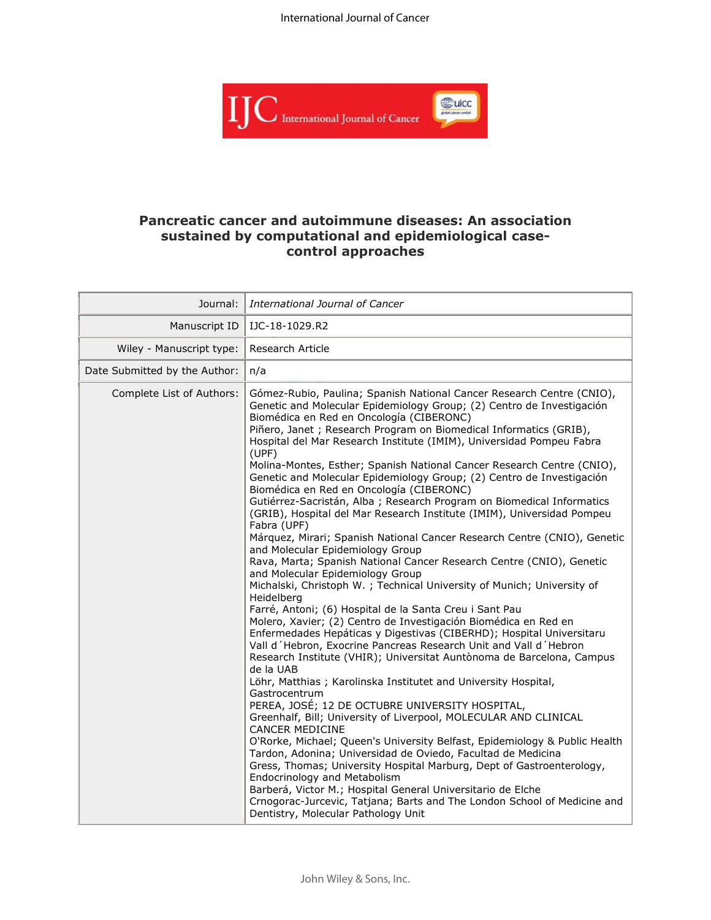# Pancreatic cancer and autoimmune diseases: An association sustained by computational and epidemiological case-control approaches

| | |
|---|---|
| Journal: | *International Journal of Cancer* |
| Manuscript ID | IJC-18-1029.R2 |
| Wiley - Manuscript type: | Research Article |
| Date Submitted by the Author: | n/a |
| Complete List of Authors: | Gómez-Rubio, Paulina; Spanish National Cancer Research Centre (CNIO), Genetic and Molecular Epidemiology Group; (2) Centro de Investigación Biomédica en Red en Oncología (CIBERONC)<br>Piñero, Janet ; Research Program on Biomedical Informatics (GRIB), Hospital del Mar Research Institute (IMIM), Universidad Pompeu Fabra (UPF)<br>Molina-Montes, Esther; Spanish National Cancer Research Centre (CNIO), Genetic and Molecular Epidemiology Group; (2) Centro de Investigación Biomédica en Red en Oncología (CIBERONC)<br>Gutiérrez-Sacristán, Alba ; Research Program on Biomedical Informatics (GRIB), Hospital del Mar Research Institute (IMIM), Universidad Pompeu Fabra (UPF)<br>Márquez, Mirari; Spanish National Cancer Research Centre (CNIO), Genetic and Molecular Epidemiology Group<br>Rava, Marta; Spanish National Cancer Research Centre (CNIO), Genetic and Molecular Epidemiology Group<br>Michalski, Christoph W. ; Technical University of Munich; University of Heidelberg<br>Farré, Antoni; (6) Hospital de la Santa Creu i Sant Pau<br>Molero, Xavier; (2) Centro de Investigación Biomédica en Red en Enfermedades Hepáticas y Digestivas (CIBERHD); Hospital Universitaru Vall d´Hebron, Exocrine Pancreas Research Unit and Vall d´Hebron Research Institute (VHIR); Universitat Auntònoma de Barcelona, Campus de la UAB<br>Löhr, Matthias ; Karolinska Institutet and University Hospital, Gastrocentrum<br>PEREA, JOSÉ; 12 DE OCTUBRE UNIVERSITY HOSPITAL,<br>Greenhalf, Bill; University of Liverpool, MOLECULAR AND CLINICAL CANCER MEDICINE<br>O'Rorke, Michael; Queen's University Belfast, Epidemiology & Public Health<br>Tardon, Adonina; Universidad de Oviedo, Facultad de Medicina<br>Gress, Thomas; University Hospital Marburg, Dept of Gastroenterology, Endocrinology and Metabolism<br>Barberá, Victor M.; Hospital General Universitario de Elche<br>Crnogorac-Jurcevic, Tatjana; Barts and The London School of Medicine and Dentistry, Molecular Pathology Unit |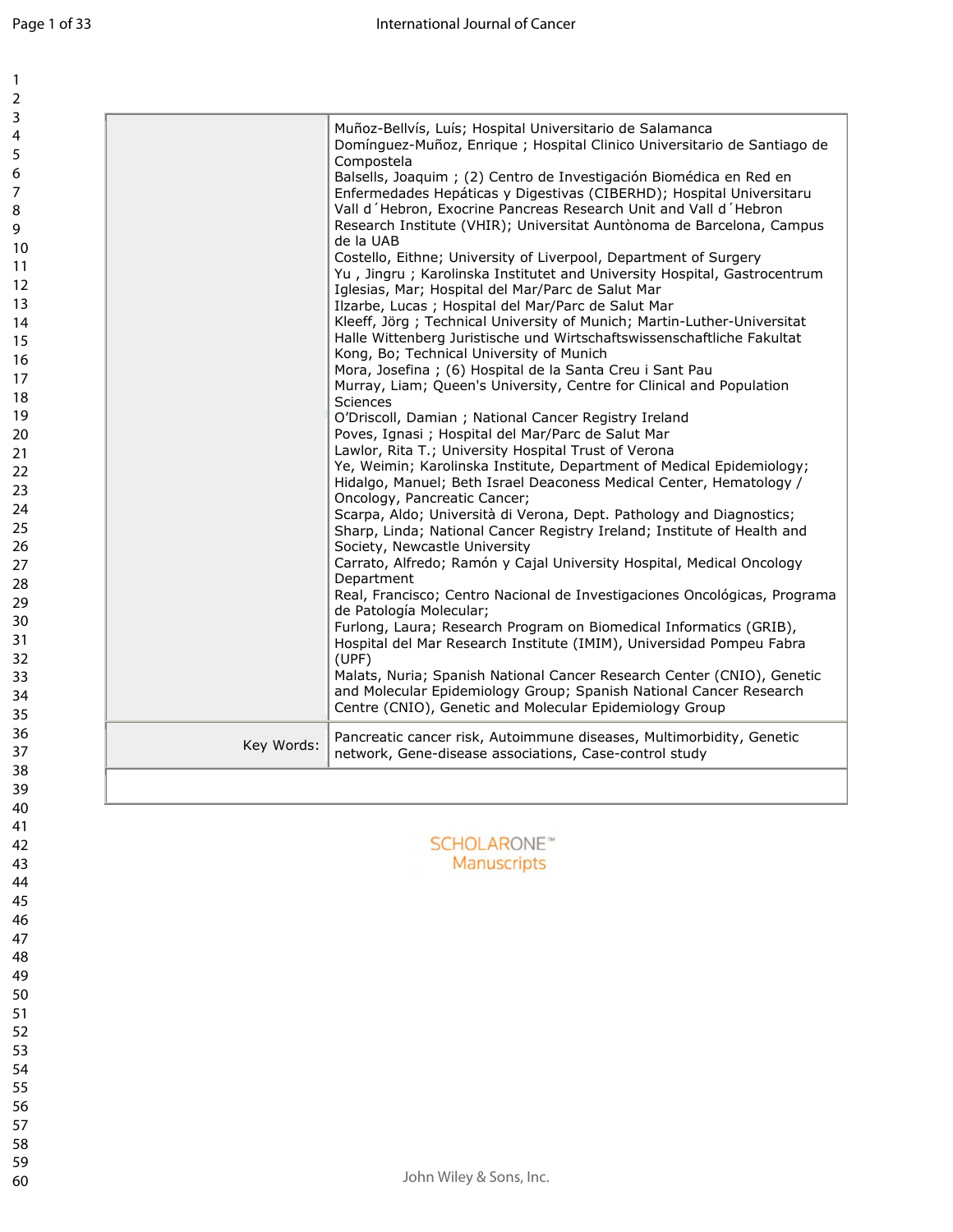| | |
|---|---|
| | Muñoz-Bellvís, Luís; Hospital Universitario de Salamanca<br>Domínguez-Muñoz, Enrique ; Hospital Clinico Universitario de Santiago de Compostela<br>Balsells, Joaquim ; (2) Centro de Investigación Biomédica en Red en Enfermedades Hepáticas y Digestivas (CIBERHD); Hospital Universitaru Vall d´Hebron, Exocrine Pancreas Research Unit and Vall d´Hebron Research Institute (VHIR); Universitat Auntònoma de Barcelona, Campus de la UAB<br>Costello, Eithne; University of Liverpool, Department of Surgery<br>Yu , Jingru ; Karolinska Institutet and University Hospital, Gastrocentrum<br>Iglesias, Mar; Hospital del Mar/Parc de Salut Mar<br>Ilzarbe, Lucas ; Hospital del Mar/Parc de Salut Mar<br>Kleeff, Jörg ; Technical University of Munich; Martin-Luther-Universitat Halle Wittenberg Juristische und Wirtschaftswissenschaftliche Fakultat<br>Kong, Bo; Technical University of Munich<br>Mora, Josefina ; (6) Hospital de la Santa Creu i Sant Pau<br>Murray, Liam; Queen's University, Centre for Clinical and Population Sciences<br>O'Driscoll, Damian ; National Cancer Registry Ireland<br>Poves, Ignasi ; Hospital del Mar/Parc de Salut Mar<br>Lawlor, Rita T.; University Hospital Trust of Verona<br>Ye, Weimin; Karolinska Institute, Department of Medical Epidemiology;<br>Hidalgo, Manuel; Beth Israel Deaconess Medical Center, Hematology / Oncology, Pancreatic Cancer;<br>Scarpa, Aldo; Università di Verona, Dept. Pathology and Diagnostics;<br>Sharp, Linda; National Cancer Registry Ireland; Institute of Health and Society, Newcastle University<br>Carrato, Alfredo; Ramón y Cajal University Hospital, Medical Oncology Department<br>Real, Francisco; Centro Nacional de Investigaciones Oncológicas, Programa de Patología Molecular;<br>Furlong, Laura; Research Program on Biomedical Informatics (GRIB), Hospital del Mar Research Institute (IMIM), Universidad Pompeu Fabra (UPF)<br>Malats, Nuria; Spanish National Cancer Research Center (CNIO), Genetic and Molecular Epidemiology Group; Spanish National Cancer Research Centre (CNIO), Genetic and Molecular Epidemiology Group |
| Key Words: | Pancreatic cancer risk, Autoimmune diseases, Multimorbidity, Genetic network, Gene-disease associations, Case-control study |
| | |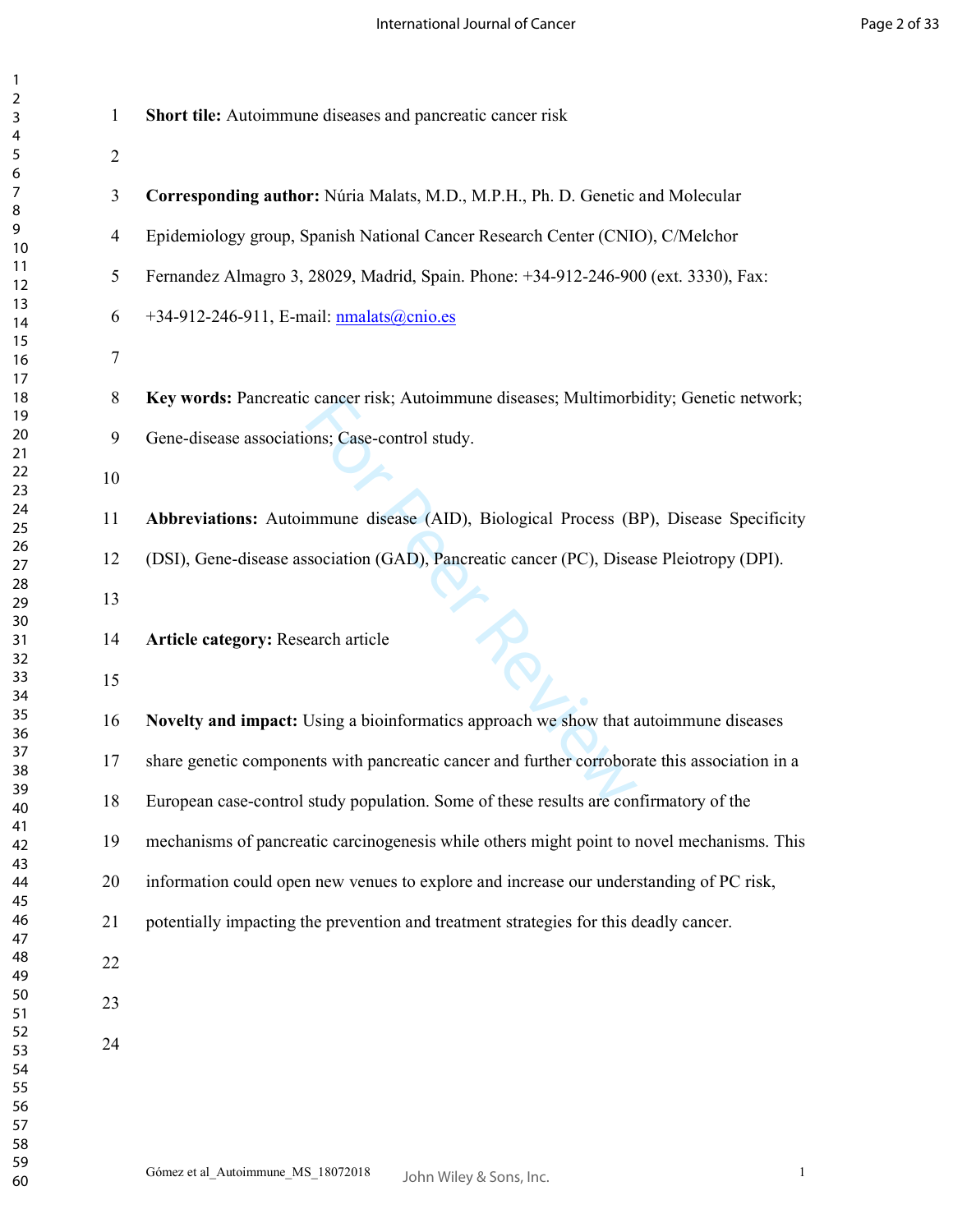**Short tile:** Autoimmune diseases and pancreatic cancer risk

**Corresponding author:** Núria Malats, M.D., M.P.H., Ph. D. Genetic and Molecular Epidemiology group, Spanish National Cancer Research Center (CNIO), C/Melchor Fernandez Almagro 3, 28029, Madrid, Spain. Phone: +34-912-246-900 (ext. 3330), Fax: +34-912-246-911, E-mail: nmalats@cnio.es

**Key words:** Pancreatic cancer risk; Autoimmune diseases; Multimorbidity; Genetic network; Gene-disease associations; Case-control study.

**Abbreviations:** Autoimmune disease (AID), Biological Process (BP), Disease Specificity (DSI), Gene-disease association (GAD), Pancreatic cancer (PC), Disease Pleiotropy (DPI).

**Article category:** Research article

**Novelty and impact:** Using a bioinformatics approach we show that autoimmune diseases share genetic components with pancreatic cancer and further corroborate this association in a European case-control study population. Some of these results are confirmatory of the mechanisms of pancreatic carcinogenesis while others might point to novel mechanisms. This information could open new venues to explore and increase our understanding of PC risk, potentially impacting the prevention and treatment strategies for this deadly cancer.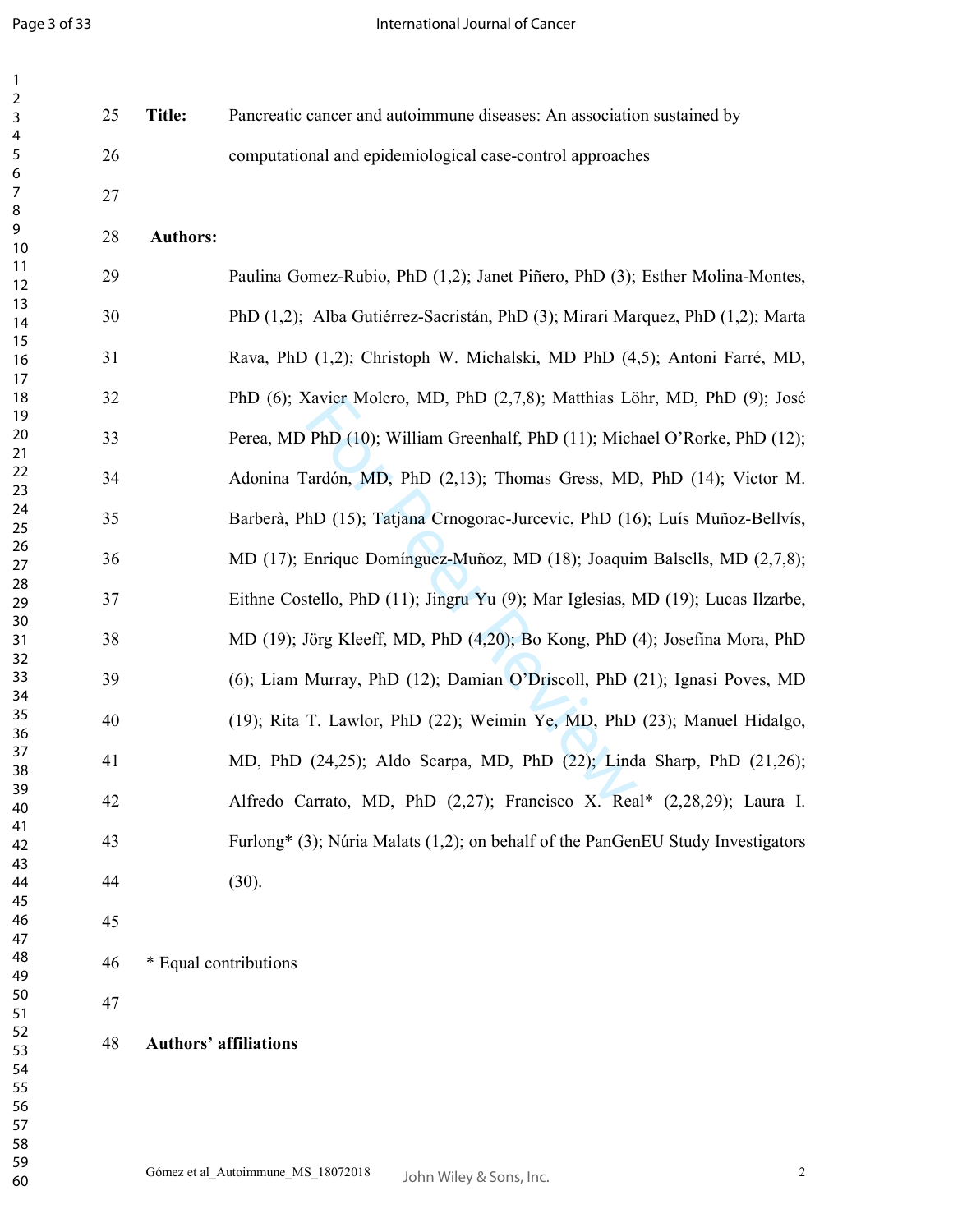**Title:** Pancreatic cancer and autoimmune diseases: An association sustained by computational and epidemiological case-control approaches

**Authors:**

Paulina Gomez-Rubio, PhD (1,2); Janet Piñero, PhD (3); Esther Molina-Montes, PhD (1,2); Alba Gutiérrez-Sacristán, PhD (3); Mirari Marquez, PhD (1,2); Marta Rava, PhD (1,2); Christoph W. Michalski, MD PhD (4,5); Antoni Farré, MD, PhD (6); Xavier Molero, MD, PhD (2,7,8); Matthias Löhr, MD, PhD (9); José Perea, MD PhD (10); William Greenhalf, PhD (11); Michael O'Rorke, PhD (12); Adonina Tardón, MD, PhD (2,13); Thomas Gress, MD, PhD (14); Victor M. Barberà, PhD (15); Tatjana Crnogorac-Jurcevic, PhD (16); Luís Muñoz-Bellvís, MD (17); Enrique Domínguez-Muñoz, MD (18); Joaquim Balsells, MD (2,7,8); Eithne Costello, PhD (11); Jingru Yu (9); Mar Iglesias, MD (19); Lucas Ilzarbe, MD (19); Jörg Kleeff, MD, PhD (4,20); Bo Kong, PhD (4); Josefina Mora, PhD (6); Liam Murray, PhD (12); Damian O'Driscoll, PhD (21); Ignasi Poves, MD (19); Rita T. Lawlor, PhD (22); Weimin Ye, MD, PhD (23); Manuel Hidalgo, MD, PhD (24,25); Aldo Scarpa, MD, PhD (22); Linda Sharp, PhD (21,26); Alfredo Carrato, MD, PhD (2,27); Francisco X. Real* (2,28,29); Laura I. Furlong* (3); Núria Malats (1,2); on behalf of the PanGenEU Study Investigators (30).

\* Equal contributions

**Authors' affiliations**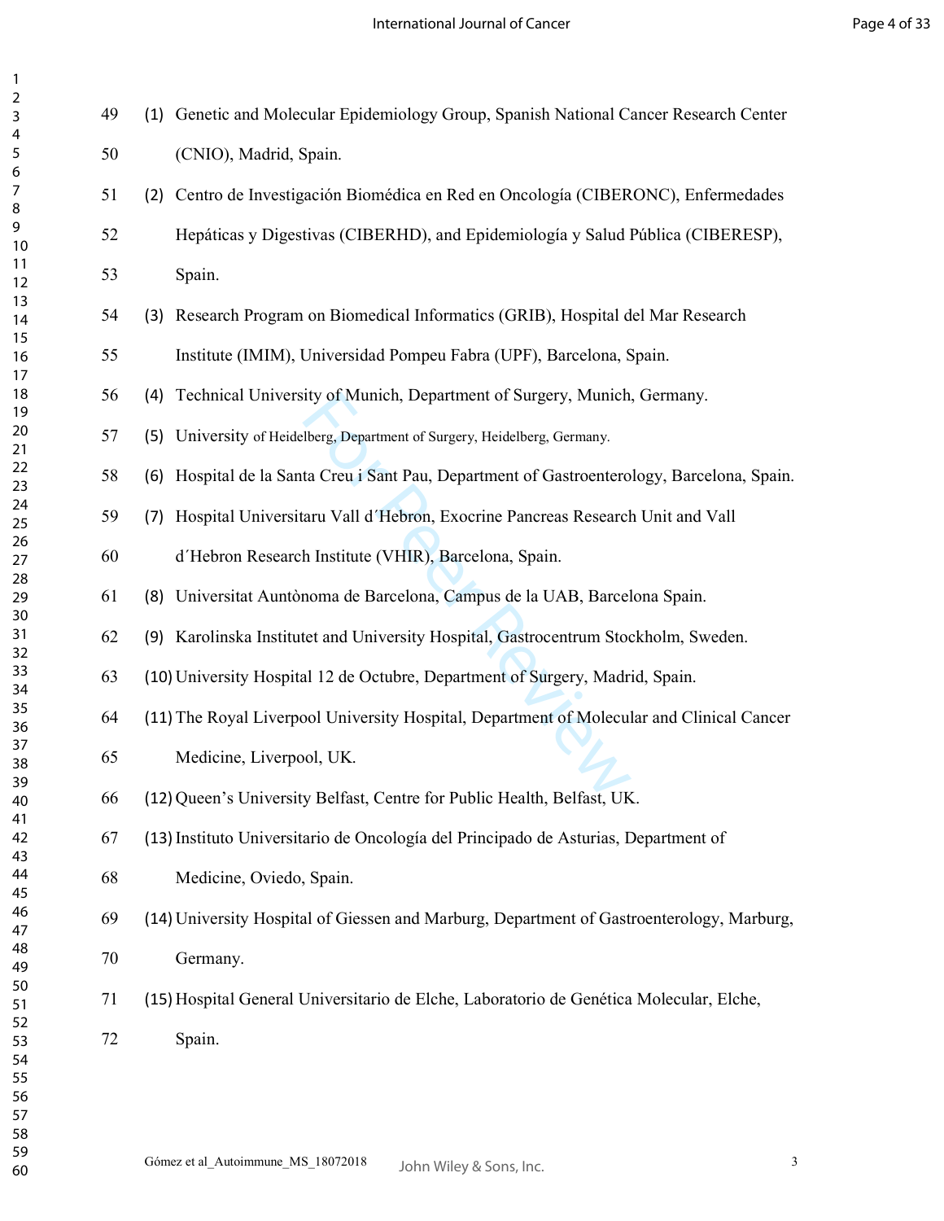(1) Genetic and Molecular Epidemiology Group, Spanish National Cancer Research Center (CNIO), Madrid, Spain.

(2) Centro de Investigación Biomédica en Red en Oncología (CIBERONC), Enfermedades Hepáticas y Digestivas (CIBERHD), and Epidemiología y Salud Pública (CIBERESP), Spain.

(3) Research Program on Biomedical Informatics (GRIB), Hospital del Mar Research Institute (IMIM), Universidad Pompeu Fabra (UPF), Barcelona, Spain.

(4) Technical University of Munich, Department of Surgery, Munich, Germany.

(5) University of Heidelberg, Department of Surgery, Heidelberg, Germany.

(6) Hospital de la Santa Creu i Sant Pau, Department of Gastroenterology, Barcelona, Spain.

(7) Hospital Universitaru Vall d´Hebron, Exocrine Pancreas Research Unit and Vall d´Hebron Research Institute (VHIR), Barcelona, Spain.

(8) Universitat Auntònoma de Barcelona, Campus de la UAB, Barcelona Spain.

(9) Karolinska Institutet and University Hospital, Gastrocentrum Stockholm, Sweden.

(10) University Hospital 12 de Octubre, Department of Surgery, Madrid, Spain.

(11) The Royal Liverpool University Hospital, Department of Molecular and Clinical Cancer Medicine, Liverpool, UK.

(12) Queen's University Belfast, Centre for Public Health, Belfast, UK.

(13) Instituto Universitario de Oncología del Principado de Asturias, Department of Medicine, Oviedo, Spain.

(14) University Hospital of Giessen and Marburg, Department of Gastroenterology, Marburg, Germany.

(15) Hospital General Universitario de Elche, Laboratorio de Genética Molecular, Elche, Spain.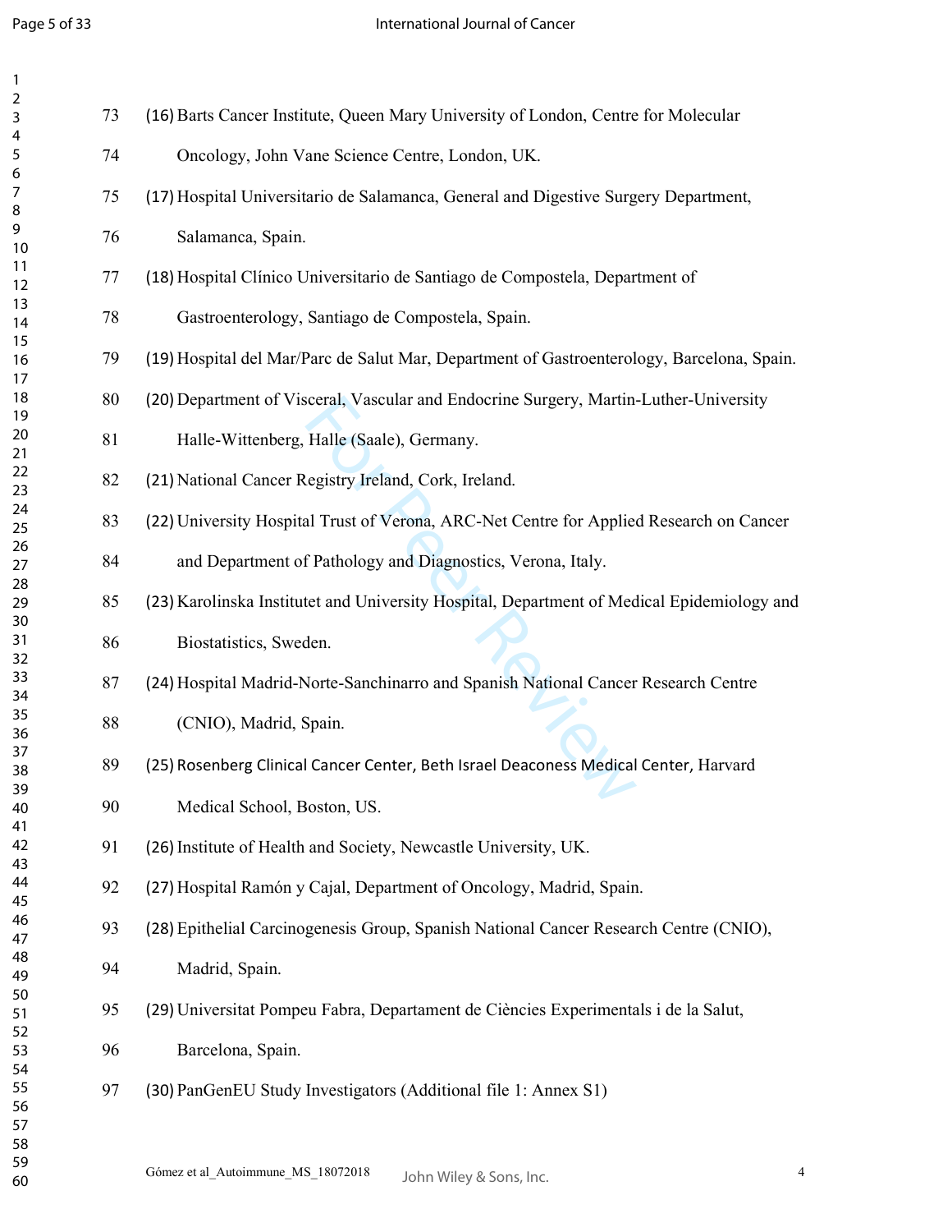(16) Barts Cancer Institute, Queen Mary University of London, Centre for Molecular Oncology, John Vane Science Centre, London, UK.

(17) Hospital Universitario de Salamanca, General and Digestive Surgery Department, Salamanca, Spain.

(18) Hospital Clínico Universitario de Santiago de Compostela, Department of Gastroenterology, Santiago de Compostela, Spain.

(19) Hospital del Mar/Parc de Salut Mar, Department of Gastroenterology, Barcelona, Spain.

(20) Department of Visceral, Vascular and Endocrine Surgery, Martin-Luther-University Halle-Wittenberg, Halle (Saale), Germany.

(21) National Cancer Registry Ireland, Cork, Ireland.

(22) University Hospital Trust of Verona, ARC-Net Centre for Applied Research on Cancer and Department of Pathology and Diagnostics, Verona, Italy.

(23) Karolinska Institutet and University Hospital, Department of Medical Epidemiology and Biostatistics, Sweden.

(24) Hospital Madrid-Norte-Sanchinarro and Spanish National Cancer Research Centre (CNIO), Madrid, Spain.

(25) Rosenberg Clinical Cancer Center, Beth Israel Deaconess Medical Center, Harvard Medical School, Boston, US.

(26) Institute of Health and Society, Newcastle University, UK.

(27) Hospital Ramón y Cajal, Department of Oncology, Madrid, Spain.

(28) Epithelial Carcinogenesis Group, Spanish National Cancer Research Centre (CNIO), Madrid, Spain.

(29) Universitat Pompeu Fabra, Departament de Ciències Experimentals i de la Salut, Barcelona, Spain.

(30) PanGenEU Study Investigators (Additional file 1: Annex S1)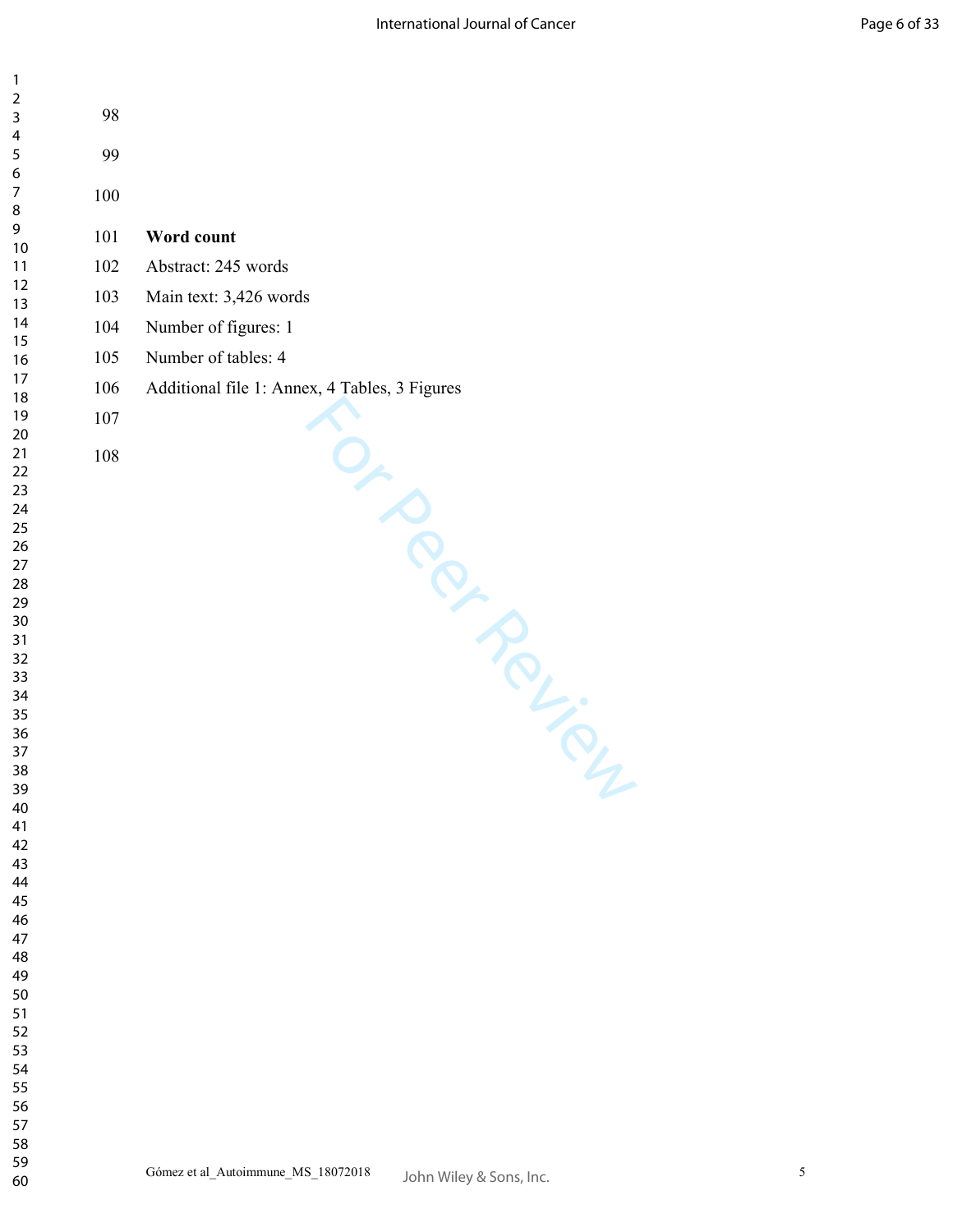**Word count**

Abstract: 245 words

Main text: 3,426 words

Number of figures: 1

Number of tables: 4

Additional file 1: Annex, 4 Tables, 3 Figures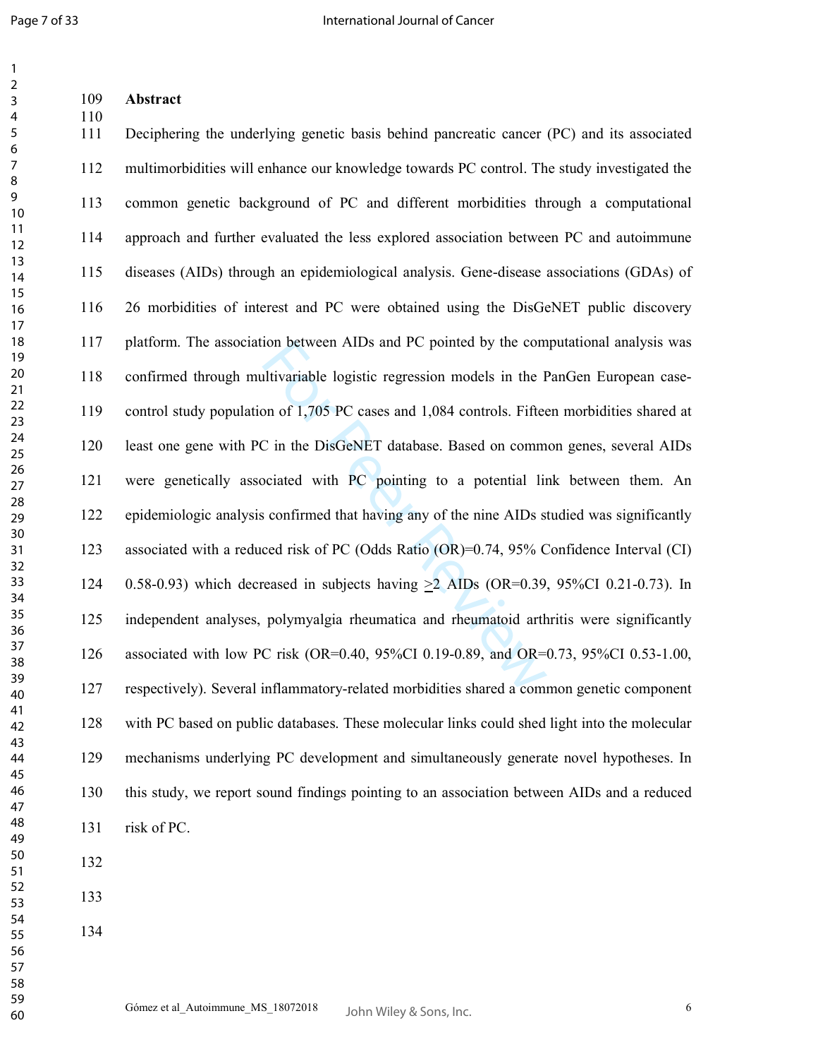## Abstract

Deciphering the underlying genetic basis behind pancreatic cancer (PC) and its associated multimorbidities will enhance our knowledge towards PC control. The study investigated the common genetic background of PC and different morbidities through a computational approach and further evaluated the less explored association between PC and autoimmune diseases (AIDs) through an epidemiological analysis. Gene-disease associations (GDAs) of 26 morbidities of interest and PC were obtained using the DisGeNET public discovery platform. The association between AIDs and PC pointed by the computational analysis was confirmed through multivariable logistic regression models in the PanGen European case-control study population of 1,705 PC cases and 1,084 controls. Fifteen morbidities shared at least one gene with PC in the DisGeNET database. Based on common genes, several AIDs were genetically associated with PC pointing to a potential link between them. An epidemiologic analysis confirmed that having any of the nine AIDs studied was significantly associated with a reduced risk of PC (Odds Ratio (OR)=0.74, 95% Confidence Interval (CI) 0.58-0.93) which decreased in subjects having $\geq$2 AIDs (OR=0.39, 95%CI 0.21-0.73). In independent analyses, polymyalgia rheumatica and rheumatoid arthritis were significantly associated with low PC risk (OR=0.40, 95%CI 0.19-0.89, and OR=0.73, 95%CI 0.53-1.00, respectively). Several inflammatory-related morbidities shared a common genetic component with PC based on public databases. These molecular links could shed light into the molecular mechanisms underlying PC development and simultaneously generate novel hypotheses. In this study, we report sound findings pointing to an association between AIDs and a reduced risk of PC.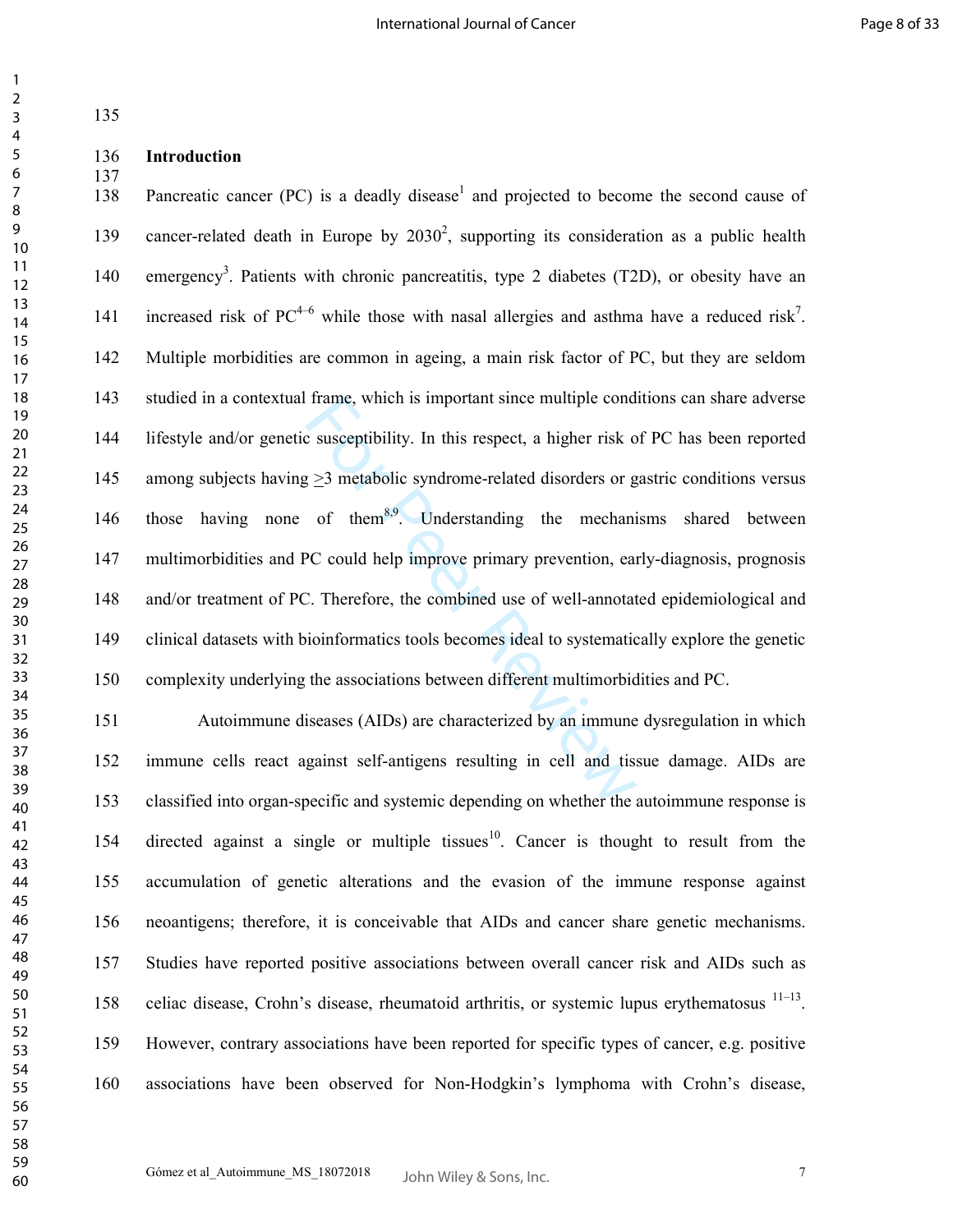## Introduction

Pancreatic cancer (PC) is a deadly disease[1] and projected to become the second cause of cancer-related death in Europe by 2030[2], supporting its consideration as a public health emergency[3]. Patients with chronic pancreatitis, type 2 diabetes (T2D), or obesity have an increased risk of PC[4–6] while those with nasal allergies and asthma have a reduced risk[7]. Multiple morbidities are common in ageing, a main risk factor of PC, but they are seldom studied in a contextual frame, which is important since multiple conditions can share adverse lifestyle and/or genetic susceptibility. In this respect, a higher risk of PC has been reported among subjects having ≥3 metabolic syndrome-related disorders or gastric conditions versus those having none of them[8,9]. Understanding the mechanisms shared between multimorbidities and PC could help improve primary prevention, early-diagnosis, prognosis and/or treatment of PC. Therefore, the combined use of well-annotated epidemiological and clinical datasets with bioinformatics tools becomes ideal to systematically explore the genetic complexity underlying the associations between different multimorbidities and PC.

Autoimmune diseases (AIDs) are characterized by an immune dysregulation in which immune cells react against self-antigens resulting in cell and tissue damage. AIDs are classified into organ-specific and systemic depending on whether the autoimmune response is directed against a single or multiple tissues[10]. Cancer is thought to result from the accumulation of genetic alterations and the evasion of the immune response against neoantigens; therefore, it is conceivable that AIDs and cancer share genetic mechanisms. Studies have reported positive associations between overall cancer risk and AIDs such as celiac disease, Crohn's disease, rheumatoid arthritis, or systemic lupus erythematosus [11–13]. However, contrary associations have been reported for specific types of cancer, e.g. positive associations have been observed for Non-Hodgkin's lymphoma with Crohn's disease,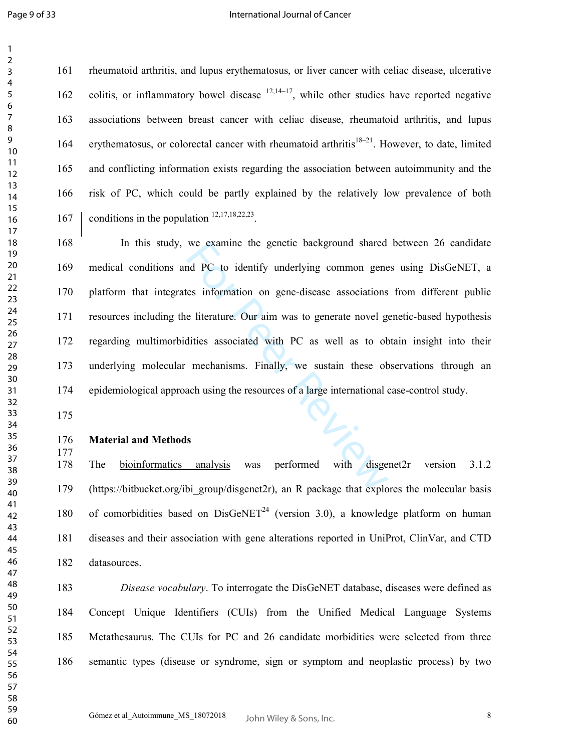rheumatoid arthritis, and lupus erythematosus, or liver cancer with celiac disease, ulcerative colitis, or inflammatory bowel disease [12,14–17], while other studies have reported negative associations between breast cancer with celiac disease, rheumatoid arthritis, and lupus erythematosus, or colorectal cancer with rheumatoid arthritis[18–21]. However, to date, limited and conflicting information exists regarding the association between autoimmunity and the risk of PC, which could be partly explained by the relatively low prevalence of both conditions in the population [12,17,18,22,23].

In this study, we examine the genetic background shared between 26 candidate medical conditions and PC to identify underlying common genes using DisGeNET, a platform that integrates information on gene-disease associations from different public resources including the literature. Our aim was to generate novel genetic-based hypothesis regarding multimorbidities associated with PC as well as to obtain insight into their underlying molecular mechanisms. Finally, we sustain these observations through an epidemiological approach using the resources of a large international case-control study.

## Material and Methods

The bioinformatics analysis was performed with disgenet2r version 3.1.2 (https://bitbucket.org/ibi_group/disgenet2r), an R package that explores the molecular basis of comorbidities based on DisGeNET[24] (version 3.0), a knowledge platform on human diseases and their association with gene alterations reported in UniProt, ClinVar, and CTD datasources.

*Disease vocabulary*. To interrogate the DisGeNET database, diseases were defined as Concept Unique Identifiers (CUIs) from the Unified Medical Language Systems Metathesaurus. The CUIs for PC and 26 candidate morbidities were selected from three semantic types (disease or syndrome, sign or symptom and neoplastic process) by two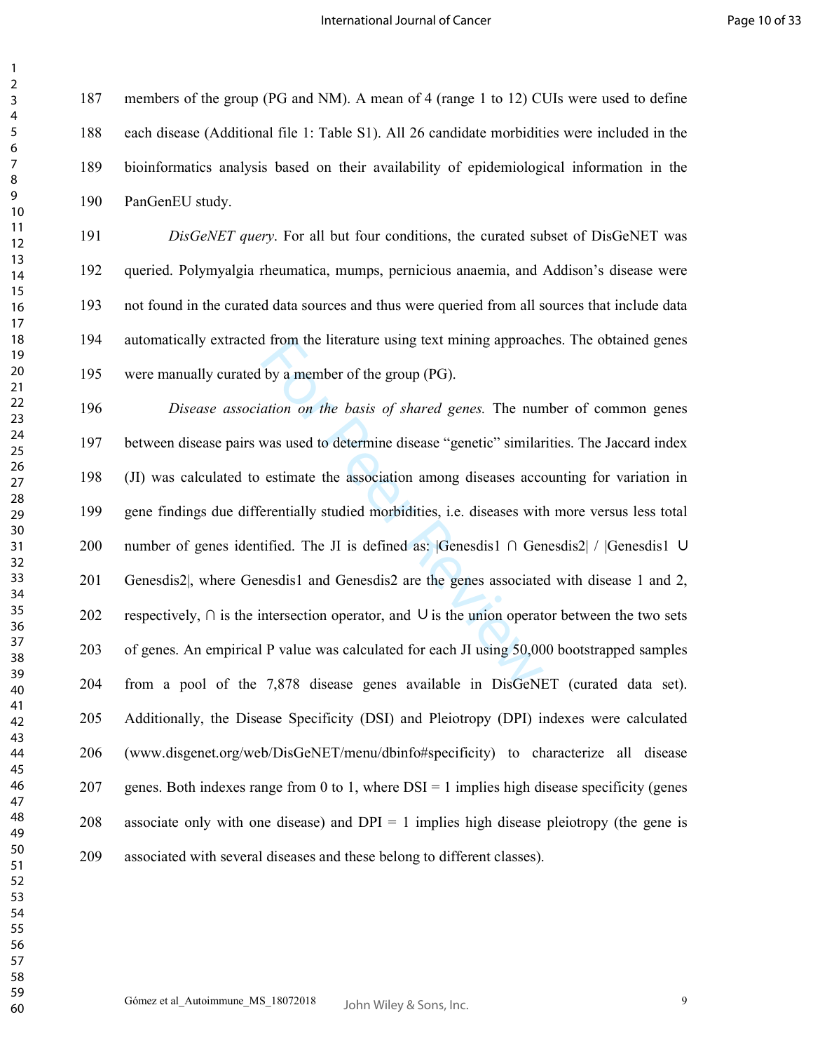members of the group (PG and NM). A mean of 4 (range 1 to 12) CUIs were used to define each disease (Additional file 1: Table S1). All 26 candidate morbidities were included in the bioinformatics analysis based on their availability of epidemiological information in the PanGenEU study.

*DisGeNET query*. For all but four conditions, the curated subset of DisGeNET was queried. Polymyalgia rheumatica, mumps, pernicious anaemia, and Addison's disease were not found in the curated data sources and thus were queried from all sources that include data automatically extracted from the literature using text mining approaches. The obtained genes were manually curated by a member of the group (PG).

*Disease association on the basis of shared genes.* The number of common genes between disease pairs was used to determine disease "genetic" similarities. The Jaccard index (JI) was calculated to estimate the association among diseases accounting for variation in gene findings due differentially studied morbidities, i.e. diseases with more versus less total number of genes identified. The JI is defined as: $|Genes_{dis1} \cap Genes_{dis2}| / |Genes_{dis1} \cup Genes_{dis2}|$, where $Genes_{dis1}$ and $Genes_{dis2}$ are the genes associated with disease 1 and 2, respectively, $\cap$ is the intersection operator, and $\cup$ is the union operator between the two sets of genes. An empirical P value was calculated for each JI using 50,000 bootstrapped samples from a pool of the 7,878 disease genes available in DisGeNET (curated data set). Additionally, the Disease Specificity (DSI) and Pleiotropy (DPI) indexes were calculated (www.disgenet.org/web/DisGeNET/menu/dbinfo#specificity) to characterize all disease genes. Both indexes range from 0 to 1, where DSI = 1 implies high disease specificity (genes associate only with one disease) and DPI = 1 implies high disease pleiotropy (the gene is associated with several diseases and these belong to different classes).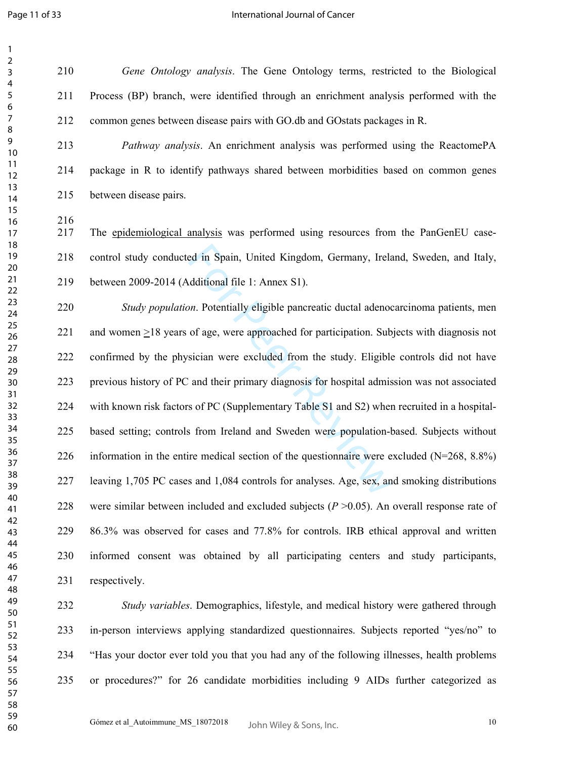*Gene Ontology analysis*. The Gene Ontology terms, restricted to the Biological Process (BP) branch, were identified through an enrichment analysis performed with the common genes between disease pairs with GO.db and GOstats packages in R.

*Pathway analysis*. An enrichment analysis was performed using the ReactomePA package in R to identify pathways shared between morbidities based on common genes between disease pairs.

The epidemiological analysis was performed using resources from the PanGenEU case-control study conducted in Spain, United Kingdom, Germany, Ireland, Sweden, and Italy, between 2009-2014 (Additional file 1: Annex S1).

*Study population*. Potentially eligible pancreatic ductal adenocarcinoma patients, men and women ≥18 years of age, were approached for participation. Subjects with diagnosis not confirmed by the physician were excluded from the study. Eligible controls did not have previous history of PC and their primary diagnosis for hospital admission was not associated with known risk factors of PC (Supplementary Table S1 and S2) when recruited in a hospital-based setting; controls from Ireland and Sweden were population-based. Subjects without information in the entire medical section of the questionnaire were excluded (N=268, 8.8%) leaving 1,705 PC cases and 1,084 controls for analyses. Age, sex, and smoking distributions were similar between included and excluded subjects ($P$ >0.05). An overall response rate of 86.3% was observed for cases and 77.8% for controls. IRB ethical approval and written informed consent was obtained by all participating centers and study participants, respectively.

*Study variables*. Demographics, lifestyle, and medical history were gathered through in-person interviews applying standardized questionnaires. Subjects reported "yes/no" to "Has your doctor ever told you that you had any of the following illnesses, health problems or procedures?" for 26 candidate morbidities including 9 AIDs further categorized as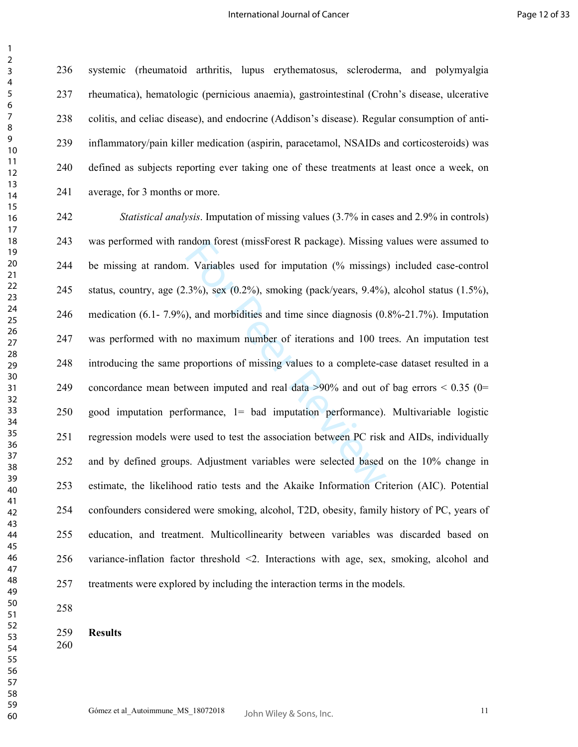systemic (rheumatoid arthritis, lupus erythematosus, scleroderma, and polymyalgia rheumatica), hematologic (pernicious anaemia), gastrointestinal (Crohn's disease, ulcerative colitis, and celiac disease), and endocrine (Addison's disease). Regular consumption of anti-inflammatory/pain killer medication (aspirin, paracetamol, NSAIDs and corticosteroids) was defined as subjects reporting ever taking one of these treatments at least once a week, on average, for 3 months or more.

*Statistical analysis*. Imputation of missing values (3.7% in cases and 2.9% in controls) was performed with random forest (missForest R package). Missing values were assumed to be missing at random. Variables used for imputation (% missings) included case-control status, country, age (2.3%), sex (0.2%), smoking (pack/years, 9.4%), alcohol status (1.5%), medication (6.1- 7.9%), and morbidities and time since diagnosis (0.8%-21.7%). Imputation was performed with no maximum number of iterations and 100 trees. An imputation test introducing the same proportions of missing values to a complete-case dataset resulted in a concordance mean between imputed and real data >90% and out of bag errors < 0.35 (0= good imputation performance, 1= bad imputation performance). Multivariable logistic regression models were used to test the association between PC risk and AIDs, individually and by defined groups. Adjustment variables were selected based on the 10% change in estimate, the likelihood ratio tests and the Akaike Information Criterion (AIC). Potential confounders considered were smoking, alcohol, T2D, obesity, family history of PC, years of education, and treatment. Multicollinearity between variables was discarded based on variance-inflation factor threshold <2. Interactions with age, sex, smoking, alcohol and treatments were explored by including the interaction terms in the models.

## Results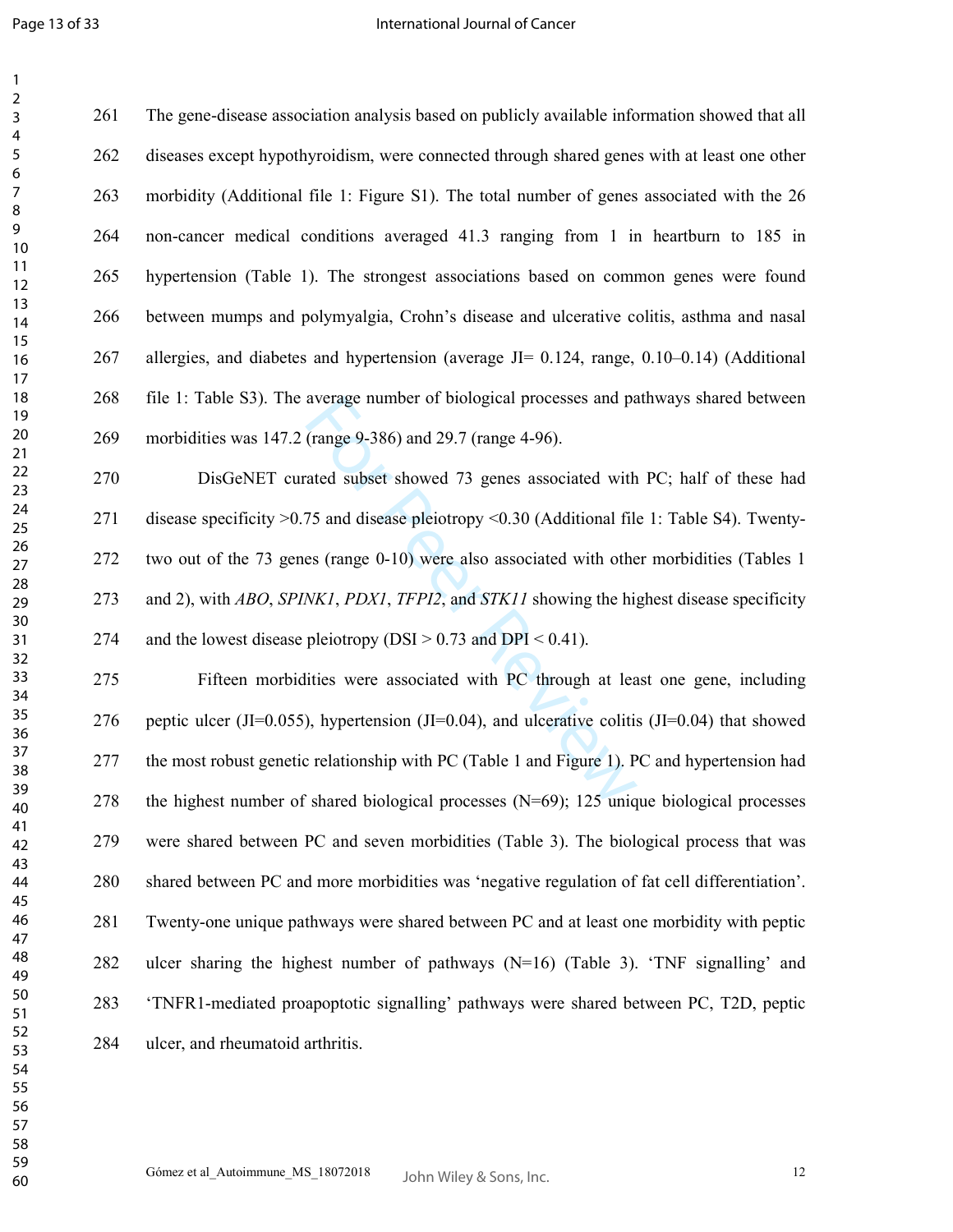The gene-disease association analysis based on publicly available information showed that all diseases except hypothyroidism, were connected through shared genes with at least one other morbidity (Additional file 1: Figure S1). The total number of genes associated with the 26 non-cancer medical conditions averaged 41.3 ranging from 1 in heartburn to 185 in hypertension (Table 1). The strongest associations based on common genes were found between mumps and polymyalgia, Crohn's disease and ulcerative colitis, asthma and nasal allergies, and diabetes and hypertension (average JI= 0.124, range, 0.10–0.14) (Additional file 1: Table S3). The average number of biological processes and pathways shared between morbidities was 147.2 (range 9-386) and 29.7 (range 4-96).

DisGeNET curated subset showed 73 genes associated with PC; half of these had disease specificity >0.75 and disease pleiotropy <0.30 (Additional file 1: Table S4). Twenty-two out of the 73 genes (range 0-10) were also associated with other morbidities (Tables 1 and 2), with *ABO*, *SPINK1*, *PDX1*, *TFPI2*, and *STK11* showing the highest disease specificity and the lowest disease pleiotropy (DSI > 0.73 and DPI < 0.41).

Fifteen morbidities were associated with PC through at least one gene, including peptic ulcer (JI=0.055), hypertension (JI=0.04), and ulcerative colitis (JI=0.04) that showed the most robust genetic relationship with PC (Table 1 and Figure 1). PC and hypertension had the highest number of shared biological processes (N=69); 125 unique biological processes were shared between PC and seven morbidities (Table 3). The biological process that was shared between PC and more morbidities was 'negative regulation of fat cell differentiation'. Twenty-one unique pathways were shared between PC and at least one morbidity with peptic ulcer sharing the highest number of pathways (N=16) (Table 3). 'TNF signalling' and 'TNFR1-mediated proapoptotic signalling' pathways were shared between PC, T2D, peptic ulcer, and rheumatoid arthritis.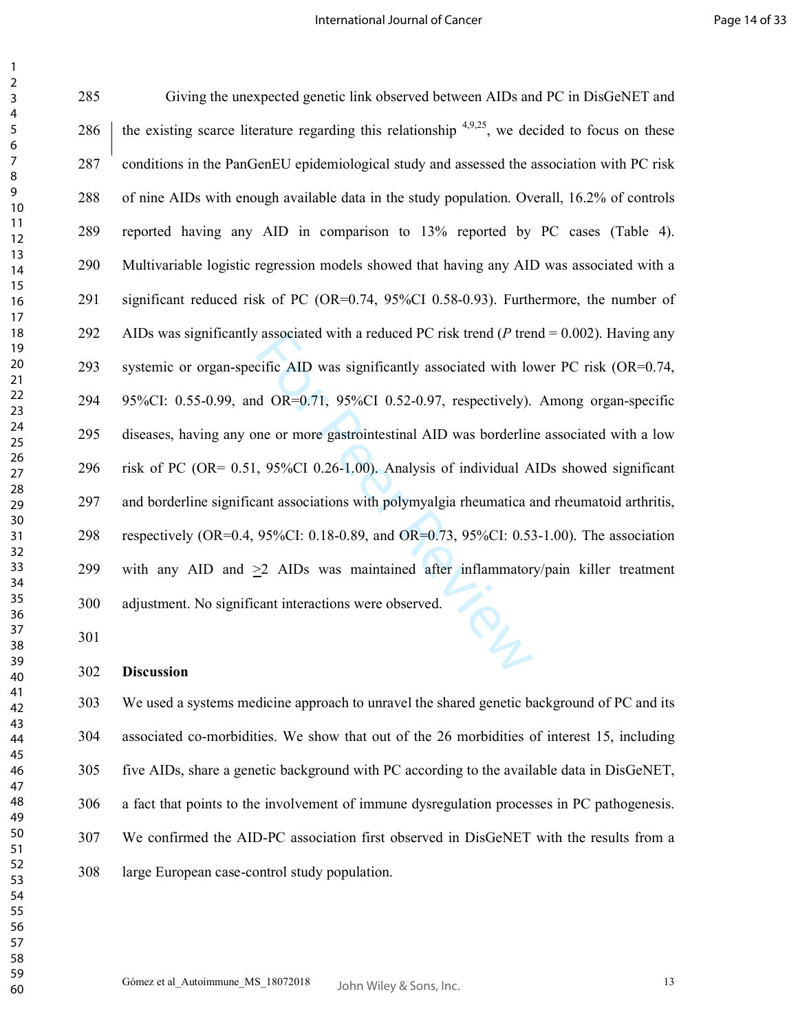Giving the unexpected genetic link observed between AIDs and PC in DisGeNET and the existing scarce literature regarding this relationship [4,9,25], we decided to focus on these conditions in the PanGenEU epidemiological study and assessed the association with PC risk of nine AIDs with enough available data in the study population. Overall, 16.2% of controls reported having any AID in comparison to 13% reported by PC cases (Table 4). Multivariable logistic regression models showed that having any AID was associated with a significant reduced risk of PC (OR=0.74, 95%CI 0.58-0.93). Furthermore, the number of AIDs was significantly associated with a reduced PC risk trend (*P* trend = 0.002). Having any systemic or organ-specific AID was significantly associated with lower PC risk (OR=0.74, 95%CI: 0.55-0.99, and OR=0.71, 95%CI 0.52-0.97, respectively). Among organ-specific diseases, having any one or more gastrointestinal AID was borderline associated with a low risk of PC (OR= 0.51, 95%CI 0.26-1.00). Analysis of individual AIDs showed significant and borderline significant associations with polymyalgia rheumatica and rheumatoid arthritis, respectively (OR=0.4, 95%CI: 0.18-0.89, and OR=0.73, 95%CI: 0.53-1.00). The association with any AID and ≥2 AIDs was maintained after inflammatory/pain killer treatment adjustment. No significant interactions were observed.

## Discussion

We used a systems medicine approach to unravel the shared genetic background of PC and its associated co-morbidities. We show that out of the 26 morbidities of interest 15, including five AIDs, share a genetic background with PC according to the available data in DisGeNET, a fact that points to the involvement of immune dysregulation processes in PC pathogenesis. We confirmed the AID-PC association first observed in DisGeNET with the results from a large European case-control study population.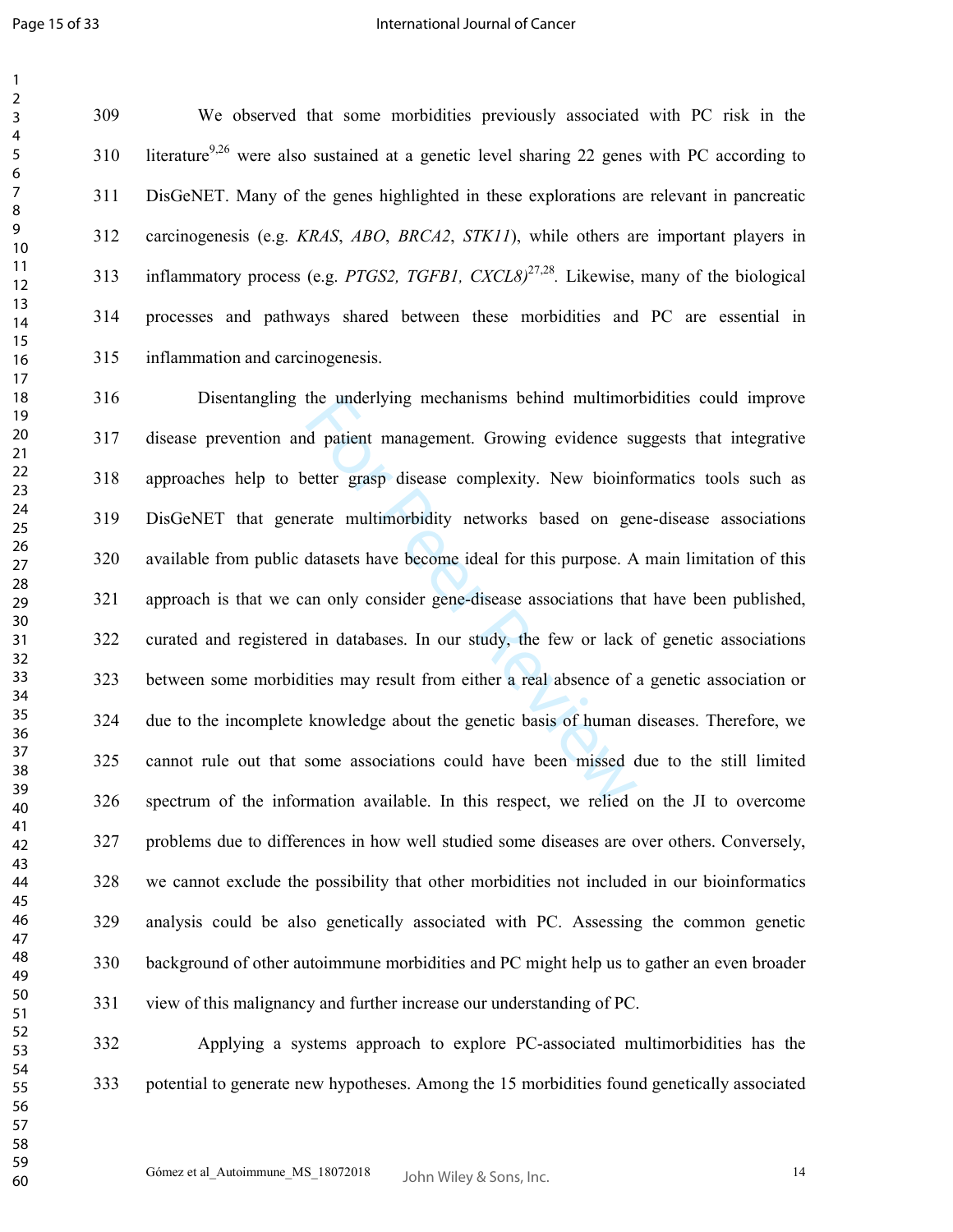We observed that some morbidities previously associated with PC risk in the literature[9,26] were also sustained at a genetic level sharing 22 genes with PC according to DisGeNET. Many of the genes highlighted in these explorations are relevant in pancreatic carcinogenesis (e.g. *KRAS*, *ABO*, *BRCA2*, *STK11*), while others are important players in inflammatory process (e.g. *PTGS2, TGFB1, CXCL8)*[27,28]. Likewise, many of the biological processes and pathways shared between these morbidities and PC are essential in inflammation and carcinogenesis.

Disentangling the underlying mechanisms behind multimorbidities could improve disease prevention and patient management. Growing evidence suggests that integrative approaches help to better grasp disease complexity. New bioinformatics tools such as DisGeNET that generate multimorbidity networks based on gene-disease associations available from public datasets have become ideal for this purpose. A main limitation of this approach is that we can only consider gene-disease associations that have been published, curated and registered in databases. In our study, the few or lack of genetic associations between some morbidities may result from either a real absence of a genetic association or due to the incomplete knowledge about the genetic basis of human diseases. Therefore, we cannot rule out that some associations could have been missed due to the still limited spectrum of the information available. In this respect, we relied on the JI to overcome problems due to differences in how well studied some diseases are over others. Conversely, we cannot exclude the possibility that other morbidities not included in our bioinformatics analysis could be also genetically associated with PC. Assessing the common genetic background of other autoimmune morbidities and PC might help us to gather an even broader view of this malignancy and further increase our understanding of PC.

Applying a systems approach to explore PC-associated multimorbidities has the potential to generate new hypotheses. Among the 15 morbidities found genetically associated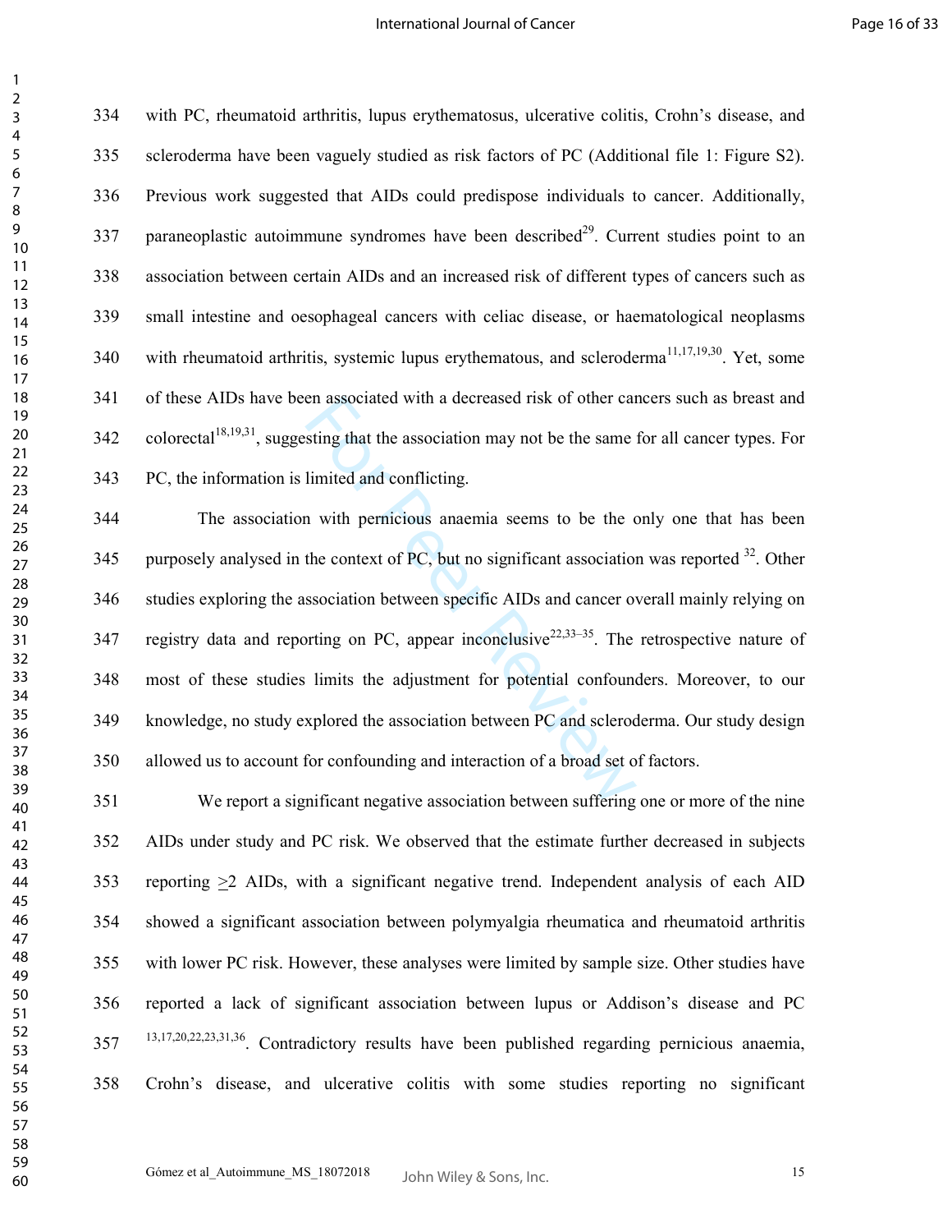with PC, rheumatoid arthritis, lupus erythematosus, ulcerative colitis, Crohn's disease, and scleroderma have been vaguely studied as risk factors of PC (Additional file 1: Figure S2). Previous work suggested that AIDs could predispose individuals to cancer. Additionally, paraneoplastic autoimmune syndromes have been described[29]. Current studies point to an association between certain AIDs and an increased risk of different types of cancers such as small intestine and oesophageal cancers with celiac disease, or haematological neoplasms with rheumatoid arthritis, systemic lupus erythematous, and scleroderma[11,17,19,30]. Yet, some of these AIDs have been associated with a decreased risk of other cancers such as breast and colorectal[18,19,31], suggesting that the association may not be the same for all cancer types. For PC, the information is limited and conflicting.

The association with pernicious anaemia seems to be the only one that has been purposely analysed in the context of PC, but no significant association was reported [32]. Other studies exploring the association between specific AIDs and cancer overall mainly relying on registry data and reporting on PC, appear inconclusive[22,33–35]. The retrospective nature of most of these studies limits the adjustment for potential confounders. Moreover, to our knowledge, no study explored the association between PC and scleroderma. Our study design allowed us to account for confounding and interaction of a broad set of factors.

We report a significant negative association between suffering one or more of the nine AIDs under study and PC risk. We observed that the estimate further decreased in subjects reporting ≥2 AIDs, with a significant negative trend. Independent analysis of each AID showed a significant association between polymyalgia rheumatica and rheumatoid arthritis with lower PC risk. However, these analyses were limited by sample size. Other studies have reported a lack of significant association between lupus or Addison's disease and PC [13,17,20,22,23,31,36]. Contradictory results have been published regarding pernicious anaemia, Crohn's disease, and ulcerative colitis with some studies reporting no significant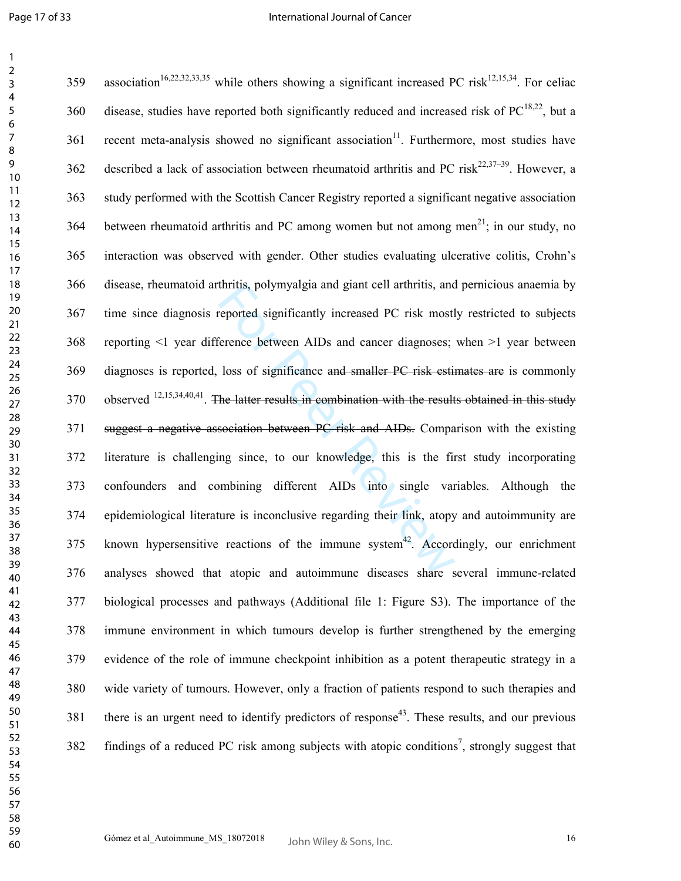association[16,22,32,33,35] while others showing a significant increased PC risk[12,15,34]. For celiac disease, studies have reported both significantly reduced and increased risk of PC[18,22], but a recent meta-analysis showed no significant association[11]. Furthermore, most studies have described a lack of association between rheumatoid arthritis and PC risk[22,37–39]. However, a study performed with the Scottish Cancer Registry reported a significant negative association between rheumatoid arthritis and PC among women but not among men[21]; in our study, no interaction was observed with gender. Other studies evaluating ulcerative colitis, Crohn's disease, rheumatoid arthritis, polymyalgia and giant cell arthritis, and pernicious anaemia by time since diagnosis reported significantly increased PC risk mostly restricted to subjects reporting <1 year difference between AIDs and cancer diagnoses; when >1 year between diagnoses is reported, loss of significance ~~and smaller PC risk estimates are~~ is commonly observed [12,15,34,40,41]. ~~The latter results in combination with the results obtained in this study suggest a negative association between PC risk and AIDs.~~ Comparison with the existing literature is challenging since, to our knowledge, this is the first study incorporating confounders and combining different AIDs into single variables. Although the epidemiological literature is inconclusive regarding their link, atopy and autoimmunity are known hypersensitive reactions of the immune system[42]. Accordingly, our enrichment analyses showed that atopic and autoimmune diseases share several immune-related biological processes and pathways (Additional file 1: Figure S3). The importance of the immune environment in which tumours develop is further strengthened by the emerging evidence of the role of immune checkpoint inhibition as a potent therapeutic strategy in a wide variety of tumours. However, only a fraction of patients respond to such therapies and there is an urgent need to identify predictors of response[43]. These results, and our previous findings of a reduced PC risk among subjects with atopic conditions[7], strongly suggest that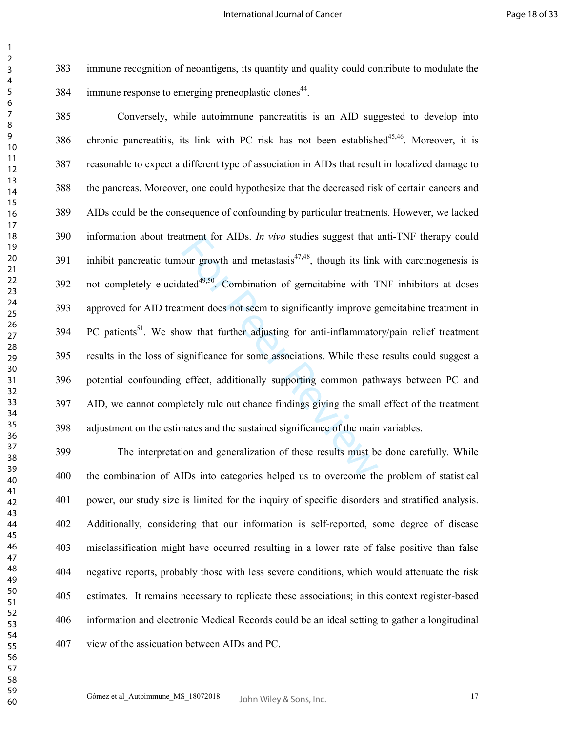immune recognition of neoantigens, its quantity and quality could contribute to modulate the immune response to emerging preneoplastic clones[44].

Conversely, while autoimmune pancreatitis is an AID suggested to develop into chronic pancreatitis, its link with PC risk has not been established[45,46]. Moreover, it is reasonable to expect a different type of association in AIDs that result in localized damage to the pancreas. Moreover, one could hypothesize that the decreased risk of certain cancers and AIDs could be the consequence of confounding by particular treatments. However, we lacked information about treatment for AIDs. *In vivo* studies suggest that anti-TNF therapy could inhibit pancreatic tumour growth and metastasis[47,48], though its link with carcinogenesis is not completely elucidated[49,50]. Combination of gemcitabine with TNF inhibitors at doses approved for AID treatment does not seem to significantly improve gemcitabine treatment in PC patients[51]. We show that further adjusting for anti-inflammatory/pain relief treatment results in the loss of significance for some associations. While these results could suggest a potential confounding effect, additionally supporting common pathways between PC and AID, we cannot completely rule out chance findings giving the small effect of the treatment adjustment on the estimates and the sustained significance of the main variables.

The interpretation and generalization of these results must be done carefully. While the combination of AIDs into categories helped us to overcome the problem of statistical power, our study size is limited for the inquiry of specific disorders and stratified analysis. Additionally, considering that our information is self-reported, some degree of disease misclassification might have occurred resulting in a lower rate of false positive than false negative reports, probably those with less severe conditions, which would attenuate the risk estimates. It remains necessary to replicate these associations; in this context register-based information and electronic Medical Records could be an ideal setting to gather a longitudinal view of the assicuation between AIDs and PC.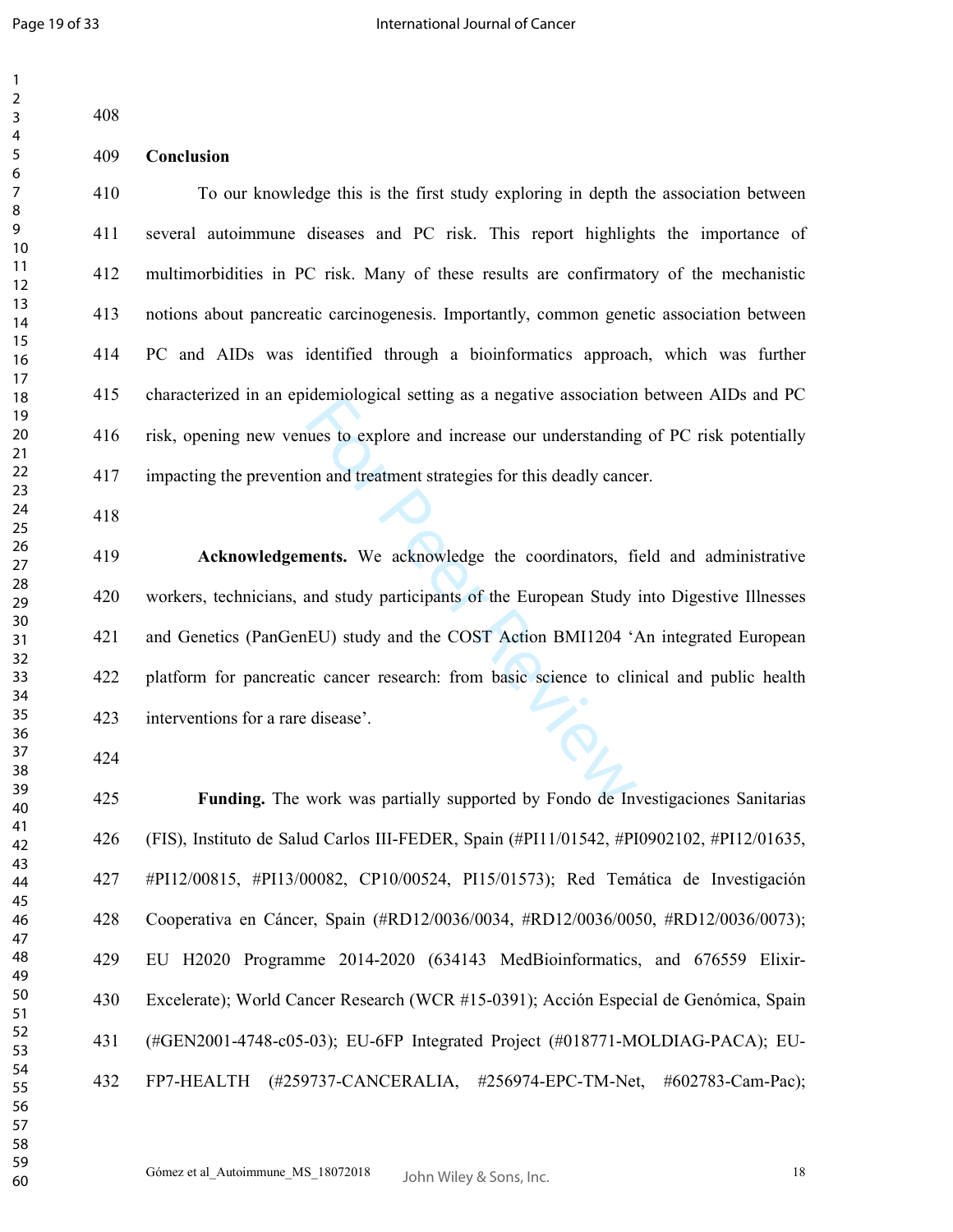**Conclusion**

To our knowledge this is the first study exploring in depth the association between several autoimmune diseases and PC risk. This report highlights the importance of multimorbidities in PC risk. Many of these results are confirmatory of the mechanistic notions about pancreatic carcinogenesis. Importantly, common genetic association between PC and AIDs was identified through a bioinformatics approach, which was further characterized in an epidemiological setting as a negative association between AIDs and PC risk, opening new venues to explore and increase our understanding of PC risk potentially impacting the prevention and treatment strategies for this deadly cancer.

**Acknowledgements.** We acknowledge the coordinators, field and administrative workers, technicians, and study participants of the European Study into Digestive Illnesses and Genetics (PanGenEU) study and the COST Action BMI1204 'An integrated European platform for pancreatic cancer research: from basic science to clinical and public health interventions for a rare disease'.

**Funding.** The work was partially supported by Fondo de Investigaciones Sanitarias (FIS), Instituto de Salud Carlos III-FEDER, Spain (#PI11/01542, #PI0902102, #PI12/01635, #PI12/00815, #PI13/00082, CP10/00524, PI15/01573); Red Temática de Investigación Cooperativa en Cáncer, Spain (#RD12/0036/0034, #RD12/0036/0050, #RD12/0036/0073); EU H2020 Programme 2014-2020 (634143 MedBioinformatics, and 676559 Elixir-Excelerate); World Cancer Research (WCR #15-0391); Acción Especial de Genómica, Spain (#GEN2001-4748-c05-03); EU-6FP Integrated Project (#018771-MOLDIAG-PACA); EU-FP7-HEALTH (#259737-CANCERALIA, #256974-EPC-TM-Net, #602783-Cam-Pac);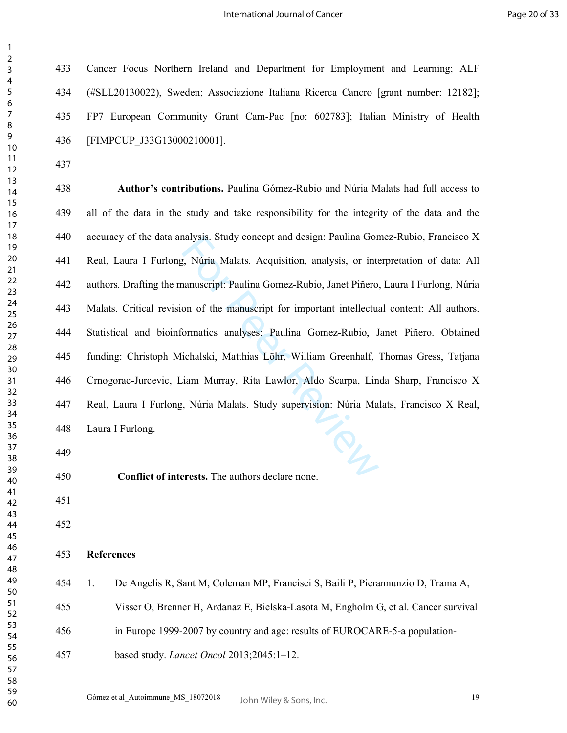Cancer Focus Northern Ireland and Department for Employment and Learning; ALF (#SLL20130022), Sweden; Associazione Italiana Ricerca Cancro [grant number: 12182]; FP7 European Community Grant Cam-Pac [no: 602783]; Italian Ministry of Health [FIMPCUP_J33G13000210001].

**Author's contributions.** Paulina Gómez-Rubio and Núria Malats had full access to all of the data in the study and take responsibility for the integrity of the data and the accuracy of the data analysis. Study concept and design: Paulina Gomez-Rubio, Francisco X Real, Laura I Furlong, Núria Malats. Acquisition, analysis, or interpretation of data: All authors. Drafting the manuscript: Paulina Gomez-Rubio, Janet Piñero, Laura I Furlong, Núria Malats. Critical revision of the manuscript for important intellectual content: All authors. Statistical and bioinformatics analyses: Paulina Gomez-Rubio, Janet Piñero. Obtained funding: Christoph Michalski, Matthias Löhr, William Greenhalf, Thomas Gress, Tatjana Crnogorac-Jurcevic, Liam Murray, Rita Lawlor, Aldo Scarpa, Linda Sharp, Francisco X Real, Laura I Furlong, Núria Malats. Study supervision: Núria Malats, Francisco X Real, Laura I Furlong.

**Conflict of interests.** The authors declare none.

## References

1. De Angelis R, Sant M, Coleman MP, Francisci S, Baili P, Pierannunzio D, Trama A, Visser O, Brenner H, Ardanaz E, Bielska-Lasota M, Engholm G, et al. Cancer survival in Europe 1999-2007 by country and age: results of EUROCARE-5-a population-based study. *Lancet Oncol* 2013;2045:1–12.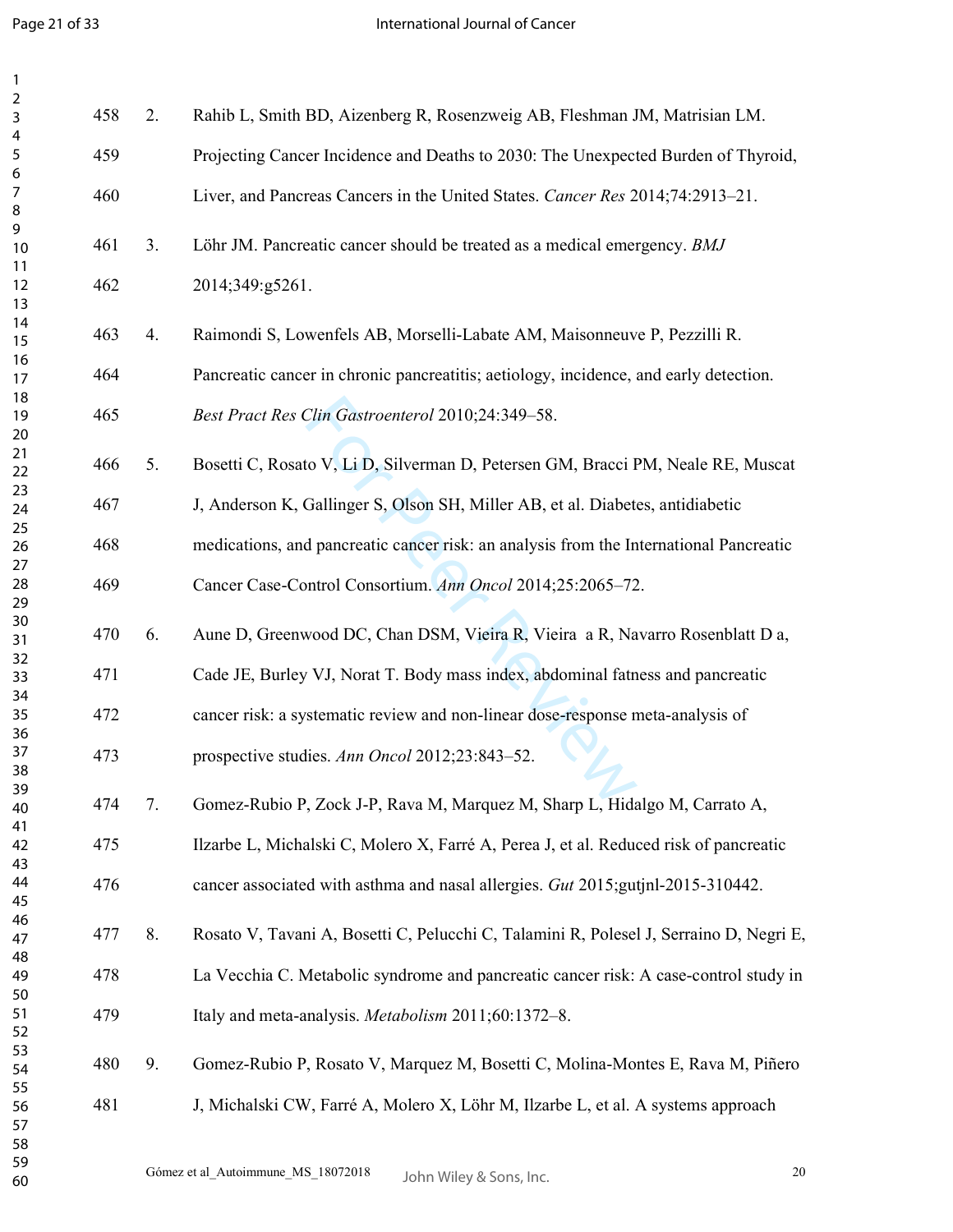2. Rahib L, Smith BD, Aizenberg R, Rosenzweig AB, Fleshman JM, Matrisian LM. Projecting Cancer Incidence and Deaths to 2030: The Unexpected Burden of Thyroid, Liver, and Pancreas Cancers in the United States. *Cancer Res* 2014;74:2913–21.

3. Löhr JM. Pancreatic cancer should be treated as a medical emergency. *BMJ* 2014;349:g5261.

4. Raimondi S, Lowenfels AB, Morselli-Labate AM, Maisonneuve P, Pezzilli R. Pancreatic cancer in chronic pancreatitis; aetiology, incidence, and early detection. *Best Pract Res Clin Gastroenterol* 2010;24:349–58.

5. Bosetti C, Rosato V, Li D, Silverman D, Petersen GM, Bracci PM, Neale RE, Muscat J, Anderson K, Gallinger S, Olson SH, Miller AB, et al. Diabetes, antidiabetic medications, and pancreatic cancer risk: an analysis from the International Pancreatic Cancer Case-Control Consortium. *Ann Oncol* 2014;25:2065–72.

6. Aune D, Greenwood DC, Chan DSM, Vieira R, Vieira a R, Navarro Rosenblatt D a, Cade JE, Burley VJ, Norat T. Body mass index, abdominal fatness and pancreatic cancer risk: a systematic review and non-linear dose-response meta-analysis of prospective studies. *Ann Oncol* 2012;23:843–52.

7. Gomez-Rubio P, Zock J-P, Rava M, Marquez M, Sharp L, Hidalgo M, Carrato A, Ilzarbe L, Michalski C, Molero X, Farré A, Perea J, et al. Reduced risk of pancreatic cancer associated with asthma and nasal allergies. *Gut* 2015;gutjnl-2015-310442.

8. Rosato V, Tavani A, Bosetti C, Pelucchi C, Talamini R, Polesel J, Serraino D, Negri E, La Vecchia C. Metabolic syndrome and pancreatic cancer risk: A case-control study in Italy and meta-analysis. *Metabolism* 2011;60:1372–8.

9. Gomez-Rubio P, Rosato V, Marquez M, Bosetti C, Molina-Montes E, Rava M, Piñero J, Michalski CW, Farré A, Molero X, Löhr M, Ilzarbe L, et al. A systems approach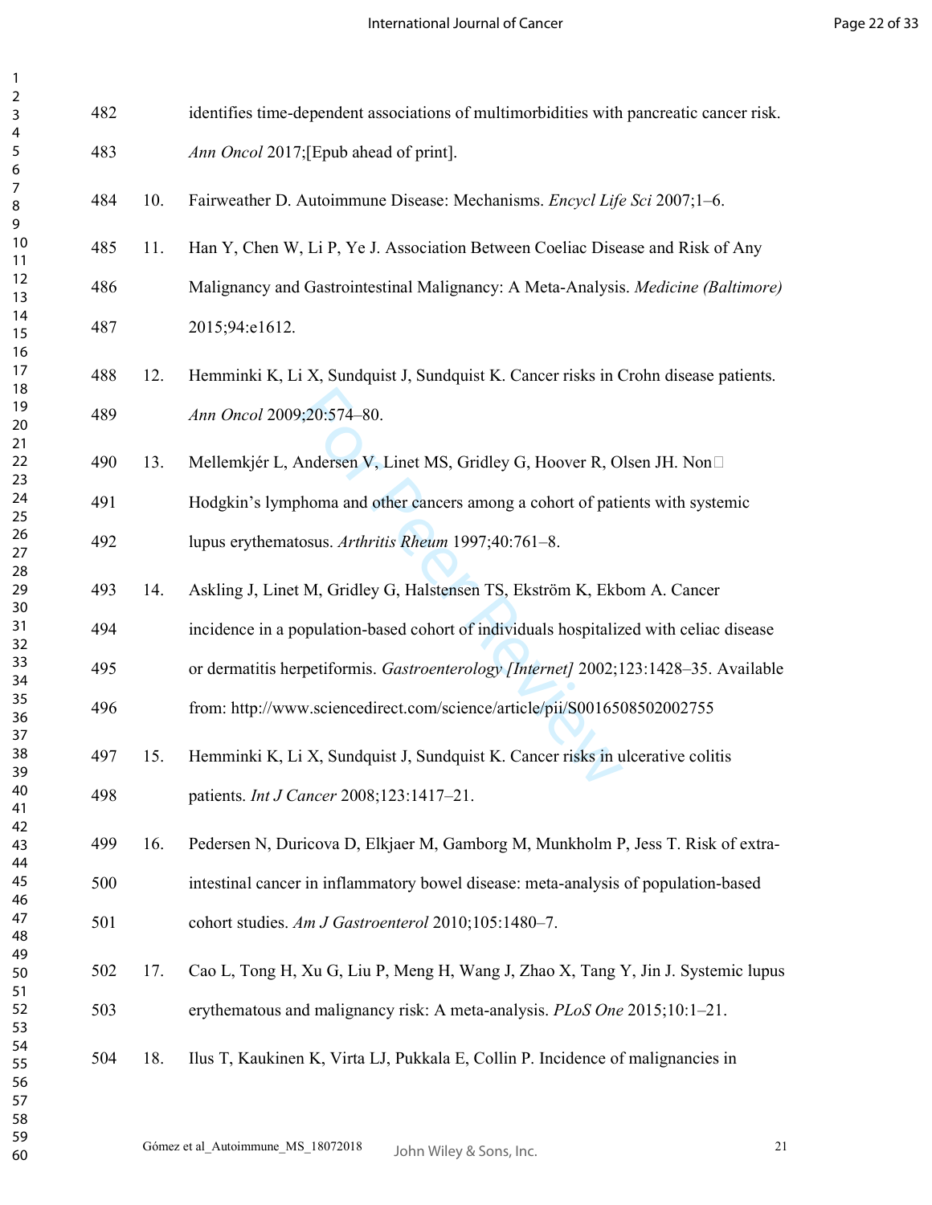identifies time-dependent associations of multimorbidities with pancreatic cancer risk. *Ann Oncol* 2017;[Epub ahead of print].

10. Fairweather D. Autoimmune Disease: Mechanisms. *Encycl Life Sci* 2007;1–6.

11. Han Y, Chen W, Li P, Ye J. Association Between Coeliac Disease and Risk of Any Malignancy and Gastrointestinal Malignancy: A Meta-Analysis. *Medicine (Baltimore)* 2015;94:e1612.

12. Hemminki K, Li X, Sundquist J, Sundquist K. Cancer risks in Crohn disease patients. *Ann Oncol* 2009;20:574–80.

13. Mellemkjér L, Andersen V, Linet MS, Gridley G, Hoover R, Olsen JH. Non-Hodgkin's lymphoma and other cancers among a cohort of patients with systemic lupus erythematosus. *Arthritis Rheum* 1997;40:761–8.

14. Askling J, Linet M, Gridley G, Halstensen TS, Ekström K, Ekbom A. Cancer incidence in a population-based cohort of individuals hospitalized with celiac disease or dermatitis herpetiformis. *Gastroenterology [Internet]* 2002;123:1428–35. Available from: http://www.sciencedirect.com/science/article/pii/S0016508502002755

15. Hemminki K, Li X, Sundquist J, Sundquist K. Cancer risks in ulcerative colitis patients. *Int J Cancer* 2008;123:1417–21.

16. Pedersen N, Duricova D, Elkjaer M, Gamborg M, Munkholm P, Jess T. Risk of extra-intestinal cancer in inflammatory bowel disease: meta-analysis of population-based cohort studies. *Am J Gastroenterol* 2010;105:1480–7.

17. Cao L, Tong H, Xu G, Liu P, Meng H, Wang J, Zhao X, Tang Y, Jin J. Systemic lupus erythematous and malignancy risk: A meta-analysis. *PLoS One* 2015;10:1–21.

18. Ilus T, Kaukinen K, Virta LJ, Pukkala E, Collin P. Incidence of malignancies in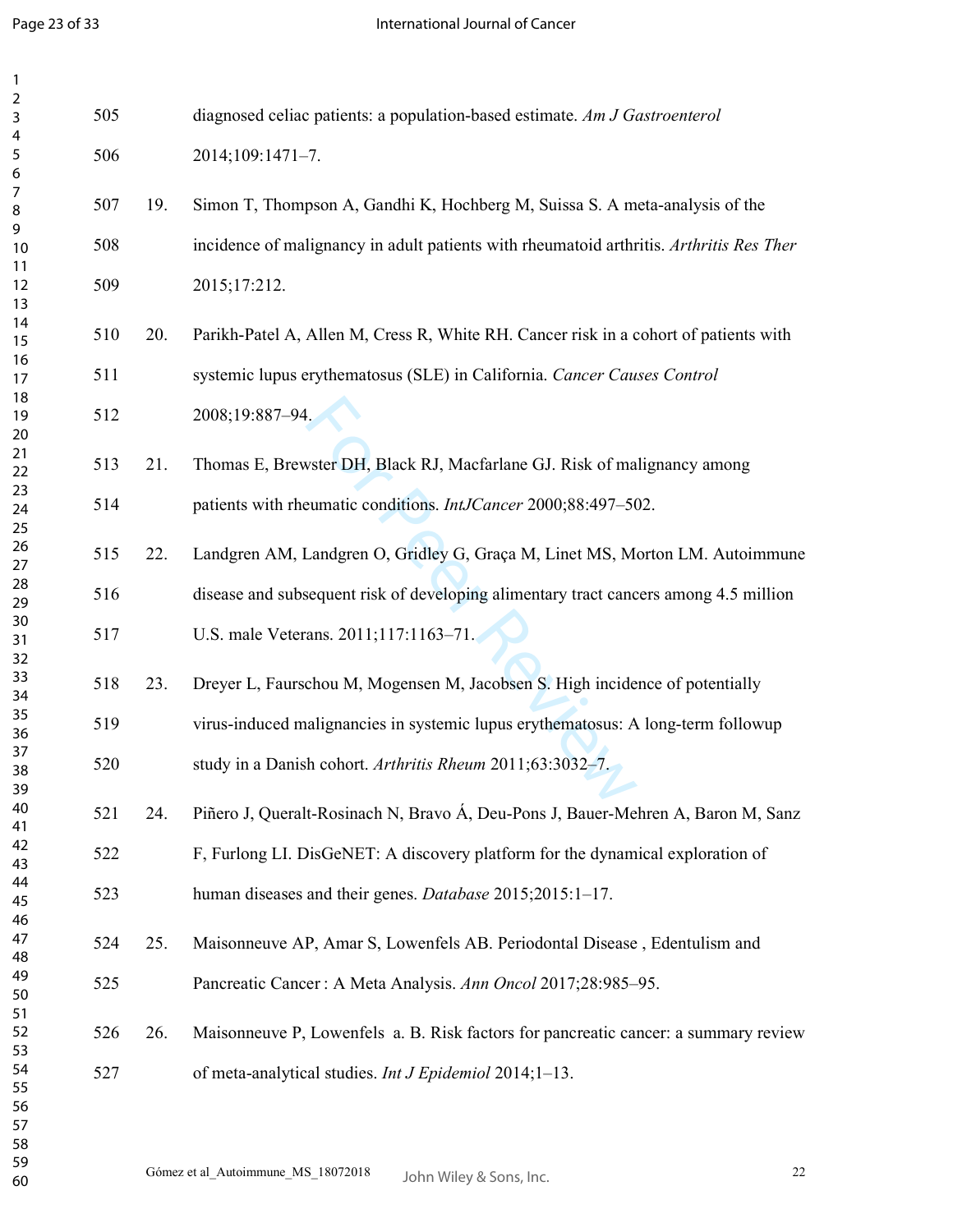diagnosed celiac patients: a population-based estimate. *Am J Gastroenterol* 2014;109:1471–7.

19. Simon T, Thompson A, Gandhi K, Hochberg M, Suissa S. A meta-analysis of the incidence of malignancy in adult patients with rheumatoid arthritis. *Arthritis Res Ther* 2015;17:212.

20. Parikh-Patel A, Allen M, Cress R, White RH. Cancer risk in a cohort of patients with systemic lupus erythematosus (SLE) in California. *Cancer Causes Control* 2008;19:887–94.

21. Thomas E, Brewster DH, Black RJ, Macfarlane GJ. Risk of malignancy among patients with rheumatic conditions. *IntJCancer* 2000;88:497–502.

22. Landgren AM, Landgren O, Gridley G, Graça M, Linet MS, Morton LM. Autoimmune disease and subsequent risk of developing alimentary tract cancers among 4.5 million U.S. male Veterans. 2011;117:1163–71.

23. Dreyer L, Faurschou M, Mogensen M, Jacobsen S. High incidence of potentially virus-induced malignancies in systemic lupus erythematosus: A long-term followup study in a Danish cohort. *Arthritis Rheum* 2011;63:3032–7.

24. Piñero J, Queralt-Rosinach N, Bravo Á, Deu-Pons J, Bauer-Mehren A, Baron M, Sanz F, Furlong LI. DisGeNET: A discovery platform for the dynamical exploration of human diseases and their genes. *Database* 2015;2015:1–17.

25. Maisonneuve AP, Amar S, Lowenfels AB. Periodontal Disease , Edentulism and Pancreatic Cancer : A Meta Analysis. *Ann Oncol* 2017;28:985–95.

26. Maisonneuve P, Lowenfels a. B. Risk factors for pancreatic cancer: a summary review of meta-analytical studies. *Int J Epidemiol* 2014;1–13.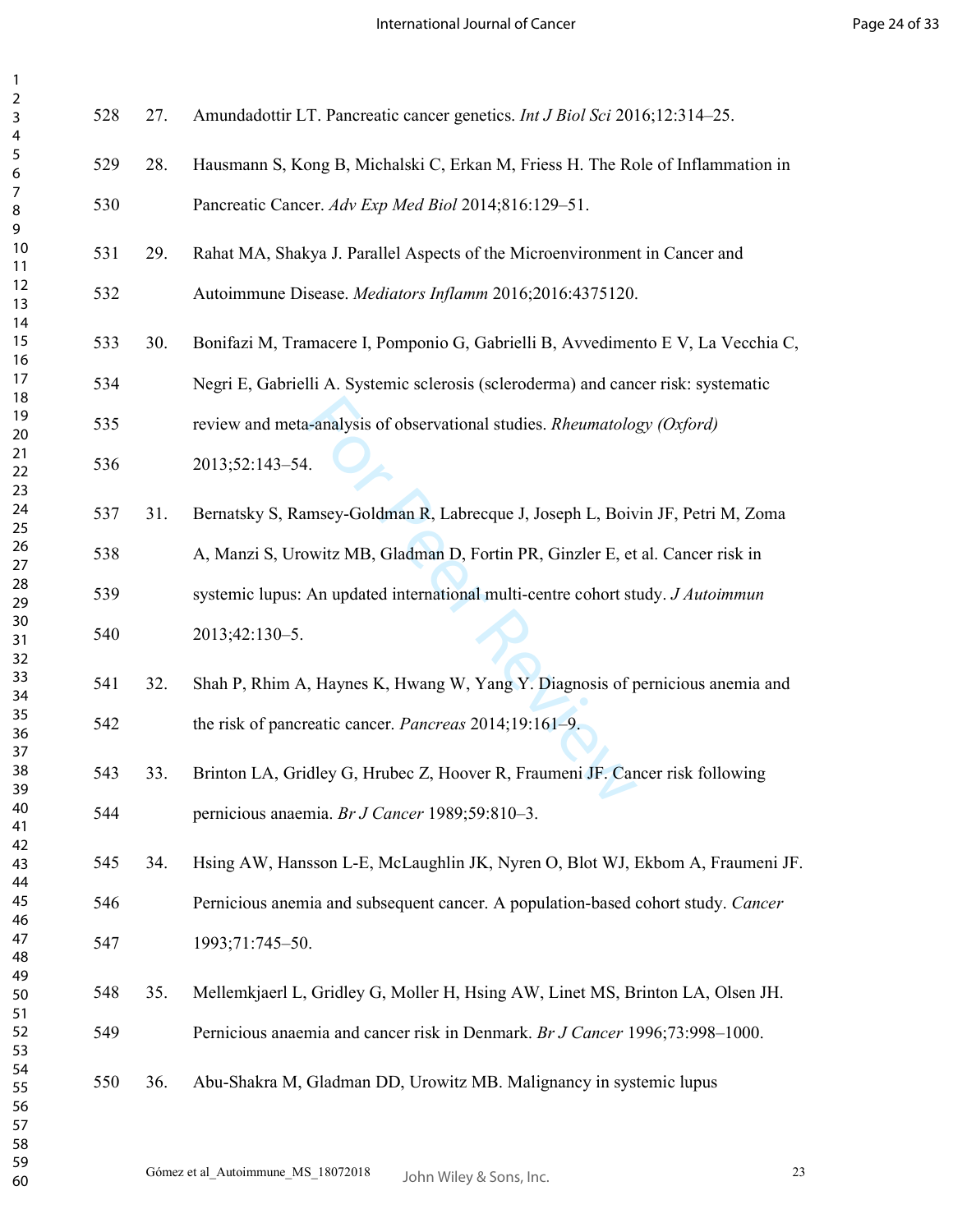27. Amundadottir LT. Pancreatic cancer genetics. *Int J Biol Sci* 2016;12:314–25.

28. Hausmann S, Kong B, Michalski C, Erkan M, Friess H. The Role of Inflammation in Pancreatic Cancer. *Adv Exp Med Biol* 2014;816:129–51.

29. Rahat MA, Shakya J. Parallel Aspects of the Microenvironment in Cancer and Autoimmune Disease. *Mediators Inflamm* 2016;2016:4375120.

30. Bonifazi M, Tramacere I, Pomponio G, Gabrielli B, Avvedimento E V, La Vecchia C, Negri E, Gabrielli A. Systemic sclerosis (scleroderma) and cancer risk: systematic review and meta-analysis of observational studies. *Rheumatology (Oxford)* 2013;52:143–54.

31. Bernatsky S, Ramsey-Goldman R, Labrecque J, Joseph L, Boivin JF, Petri M, Zoma A, Manzi S, Urowitz MB, Gladman D, Fortin PR, Ginzler E, et al. Cancer risk in systemic lupus: An updated international multi-centre cohort study. *J Autoimmun* 2013;42:130–5.

32. Shah P, Rhim A, Haynes K, Hwang W, Yang Y. Diagnosis of pernicious anemia and the risk of pancreatic cancer. *Pancreas* 2014;19:161–9.

33. Brinton LA, Gridley G, Hrubec Z, Hoover R, Fraumeni JF. Cancer risk following pernicious anaemia. *Br J Cancer* 1989;59:810–3.

34. Hsing AW, Hansson L-E, McLaughlin JK, Nyren O, Blot WJ, Ekbom A, Fraumeni JF. Pernicious anemia and subsequent cancer. A population-based cohort study. *Cancer* 1993;71:745–50.

35. Mellemkjaerl L, Gridley G, Moller H, Hsing AW, Linet MS, Brinton LA, Olsen JH. Pernicious anaemia and cancer risk in Denmark. *Br J Cancer* 1996;73:998–1000.

36. Abu-Shakra M, Gladman DD, Urowitz MB. Malignancy in systemic lupus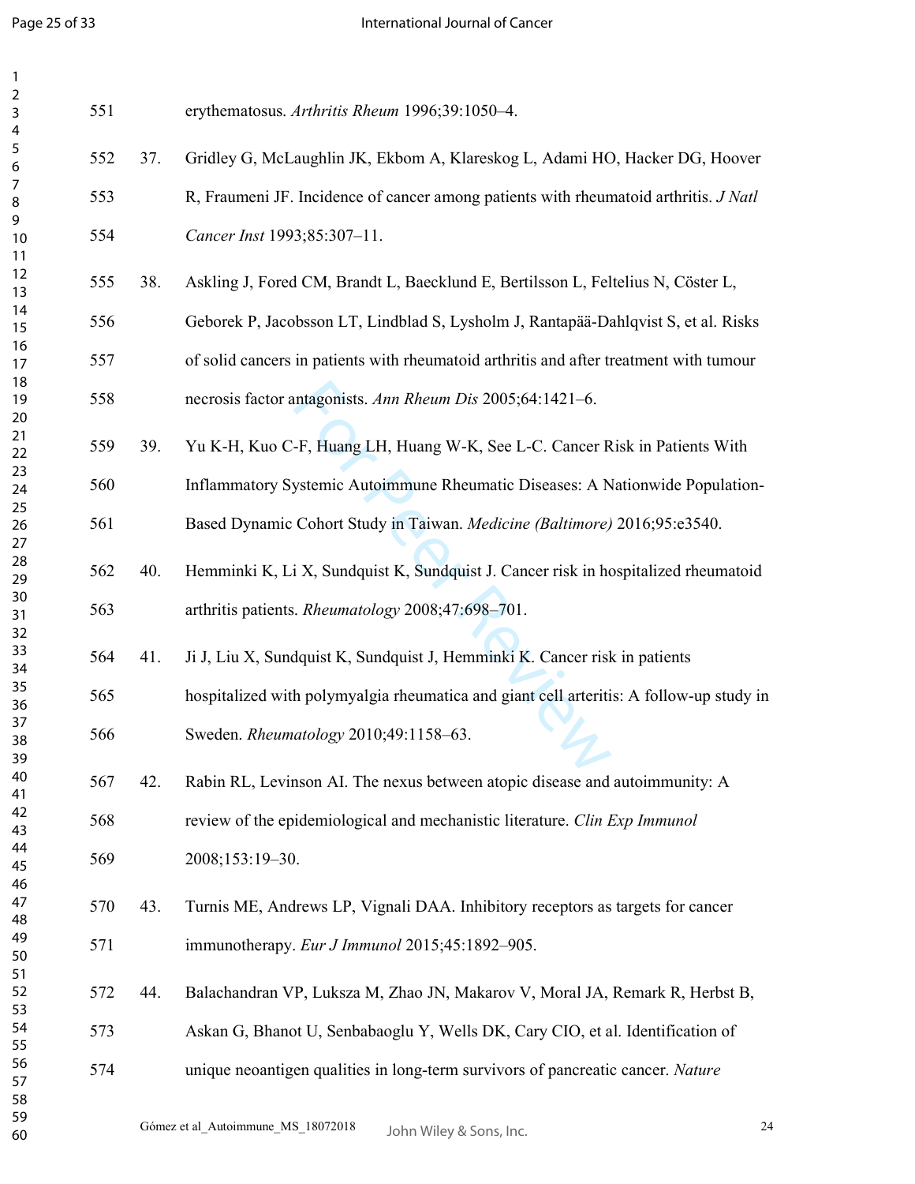erythematosus. *Arthritis Rheum* 1996;39:1050–4.

37. Gridley G, McLaughlin JK, Ekbom A, Klareskog L, Adami HO, Hacker DG, Hoover R, Fraumeni JF. Incidence of cancer among patients with rheumatoid arthritis. *J Natl Cancer Inst* 1993;85:307–11.

38. Askling J, Fored CM, Brandt L, Baecklund E, Bertilsson L, Feltelius N, Cöster L, Geborek P, Jacobsson LT, Lindblad S, Lysholm J, Rantapää-Dahlqvist S, et al. Risks of solid cancers in patients with rheumatoid arthritis and after treatment with tumour necrosis factor antagonists. *Ann Rheum Dis* 2005;64:1421–6.

39. Yu K-H, Kuo C-F, Huang LH, Huang W-K, See L-C. Cancer Risk in Patients With Inflammatory Systemic Autoimmune Rheumatic Diseases: A Nationwide Population-Based Dynamic Cohort Study in Taiwan. *Medicine (Baltimore)* 2016;95:e3540.

40. Hemminki K, Li X, Sundquist K, Sundquist J. Cancer risk in hospitalized rheumatoid arthritis patients. *Rheumatology* 2008;47:698–701.

41. Ji J, Liu X, Sundquist K, Sundquist J, Hemminki K. Cancer risk in patients hospitalized with polymyalgia rheumatica and giant cell arteritis: A follow-up study in Sweden. *Rheumatology* 2010;49:1158–63.

42. Rabin RL, Levinson AI. The nexus between atopic disease and autoimmunity: A review of the epidemiological and mechanistic literature. *Clin Exp Immunol* 2008;153:19–30.

43. Turnis ME, Andrews LP, Vignali DAA. Inhibitory receptors as targets for cancer immunotherapy. *Eur J Immunol* 2015;45:1892–905.

44. Balachandran VP, Luksza M, Zhao JN, Makarov V, Moral JA, Remark R, Herbst B, Askan G, Bhanot U, Senbabaoglu Y, Wells DK, Cary CIO, et al. Identification of unique neoantigen qualities in long-term survivors of pancreatic cancer. *Nature*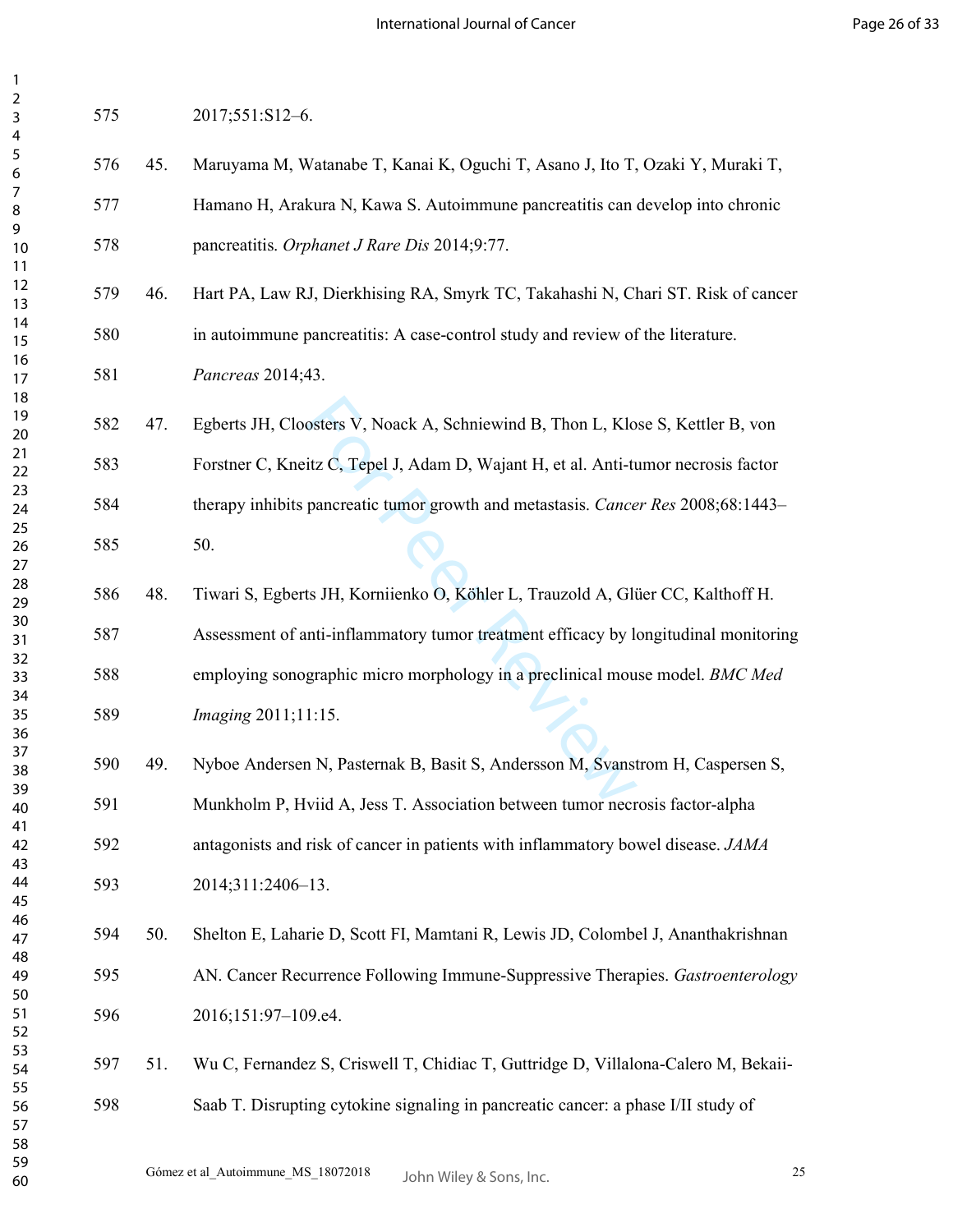2017;551:S12–6.

45. Maruyama M, Watanabe T, Kanai K, Oguchi T, Asano J, Ito T, Ozaki Y, Muraki T, Hamano H, Arakura N, Kawa S. Autoimmune pancreatitis can develop into chronic pancreatitis. *Orphanet J Rare Dis* 2014;9:77.

46. Hart PA, Law RJ, Dierkhising RA, Smyrk TC, Takahashi N, Chari ST. Risk of cancer in autoimmune pancreatitis: A case-control study and review of the literature. *Pancreas* 2014;43.

47. Egberts JH, Cloosters V, Noack A, Schniewind B, Thon L, Klose S, Kettler B, von Forstner C, Kneitz C, Tepel J, Adam D, Wajant H, et al. Anti-tumor necrosis factor therapy inhibits pancreatic tumor growth and metastasis. *Cancer Res* 2008;68:1443–50.

48. Tiwari S, Egberts JH, Korniienko O, Köhler L, Trauzold A, Glüer CC, Kalthoff H. Assessment of anti-inflammatory tumor treatment efficacy by longitudinal monitoring employing sonographic micro morphology in a preclinical mouse model. *BMC Med Imaging* 2011;11:15.

49. Nyboe Andersen N, Pasternak B, Basit S, Andersson M, Svanstrom H, Caspersen S, Munkholm P, Hviid A, Jess T. Association between tumor necrosis factor-alpha antagonists and risk of cancer in patients with inflammatory bowel disease. *JAMA* 2014;311:2406–13.

50. Shelton E, Laharie D, Scott FI, Mamtani R, Lewis JD, Colombel J, Ananthakrishnan AN. Cancer Recurrence Following Immune-Suppressive Therapies. *Gastroenterology* 2016;151:97–109.e4.

51. Wu C, Fernandez S, Criswell T, Chidiac T, Guttridge D, Villalona-Calero M, Bekaii-Saab T. Disrupting cytokine signaling in pancreatic cancer: a phase I/II study of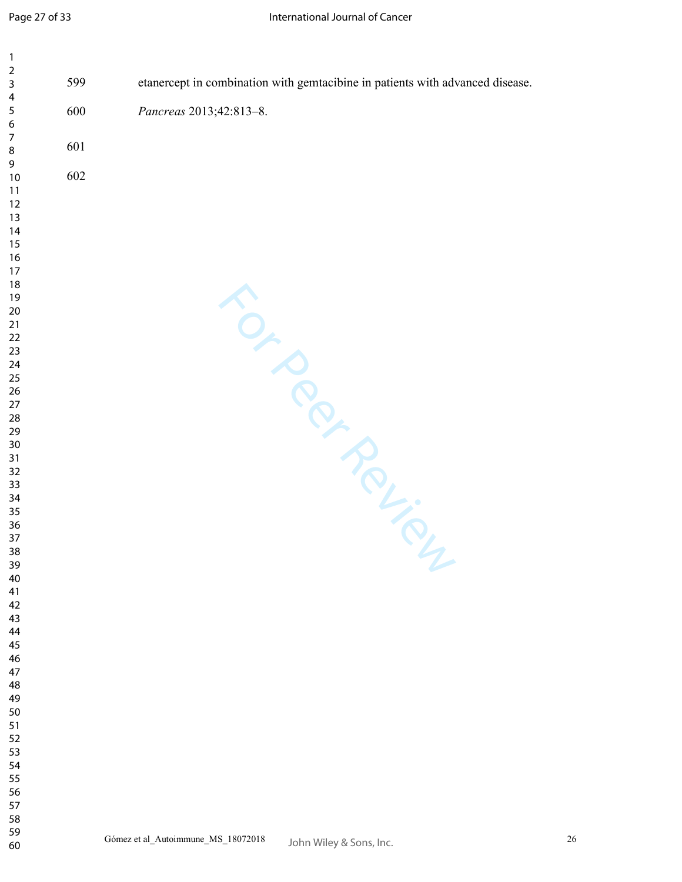etanercept in combination with gemtacibine in patients with advanced disease. *Pancreas* 2013;42:813–8.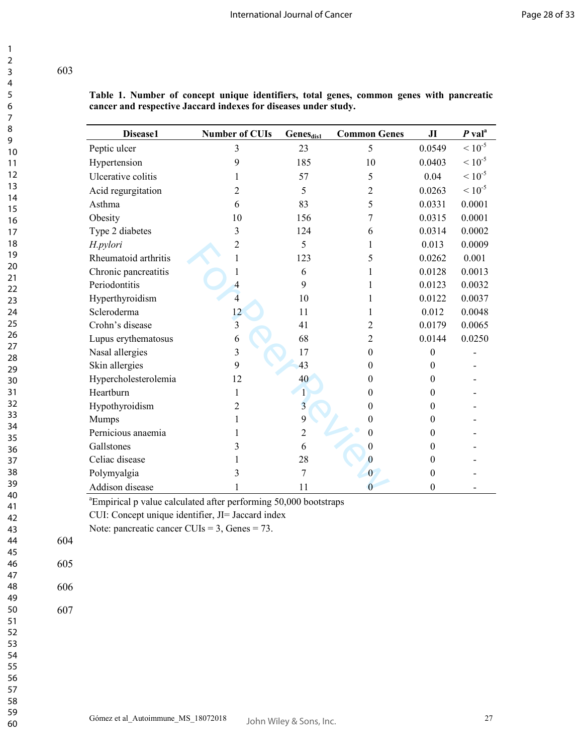**Table 1. Number of concept unique identifiers, total genes, common genes with pancreatic cancer and respective Jaccard indexes for diseases under study.**

| Disease1 | Number of CUIs | $Genes_{dis1}$ | Common Genes | JI | *P* val[a] |
|---|---|---|---|---|---|
| Peptic ulcer | 3 | 23 | 5 | 0.0549 | $< 10^{-5}$ |
| Hypertension | 9 | 185 | 10 | 0.0403 | $< 10^{-5}$ |
| Ulcerative colitis | 1 | 57 | 5 | 0.04 | $< 10^{-5}$ |
| Acid regurgitation | 2 | 5 | 2 | 0.0263 | $< 10^{-5}$ |
| Asthma | 6 | 83 | 5 | 0.0331 | 0.0001 |
| Obesity | 10 | 156 | 7 | 0.0315 | 0.0001 |
| Type 2 diabetes | 3 | 124 | 6 | 0.0314 | 0.0002 |
| *H.pylori* | 2 | 5 | 1 | 0.013 | 0.0009 |
| Rheumatoid arthritis | 1 | 123 | 5 | 0.0262 | 0.001 |
| Chronic pancreatitis | 1 | 6 | 1 | 0.0128 | 0.0013 |
| Periodontitis | 4 | 9 | 1 | 0.0123 | 0.0032 |
| Hyperthyroidism | 4 | 10 | 1 | 0.0122 | 0.0037 |
| Scleroderma | 12 | 11 | 1 | 0.012 | 0.0048 |
| Crohn's disease | 3 | 41 | 2 | 0.0179 | 0.0065 |
| Lupus erythematosus | 6 | 68 | 2 | 0.0144 | 0.0250 |
| Nasal allergies | 3 | 17 | 0 | 0 | - |
| Skin allergies | 9 | 43 | 0 | 0 | - |
| Hypercholesterolemia | 12 | 40 | 0 | 0 | - |
| Heartburn | 1 | 1 | 0 | 0 | - |
| Hypothyroidism | 2 | 3 | 0 | 0 | - |
| Mumps | 1 | 9 | 0 | 0 | - |
| Pernicious anaemia | 1 | 2 | 0 | 0 | - |
| Gallstones | 3 | 6 | 0 | 0 | - |
| Celiac disease | 1 | 28 | 0 | 0 | - |
| Polymyalgia | 3 | 7 | 0 | 0 | - |
| Addison disease | 1 | 11 | 0 | 0 | - |

[a]Empirical p value calculated after performing 50,000 bootstraps

CUI: Concept unique identifier, JI= Jaccard index

Note: pancreatic cancer CUIs = 3, Genes = 73.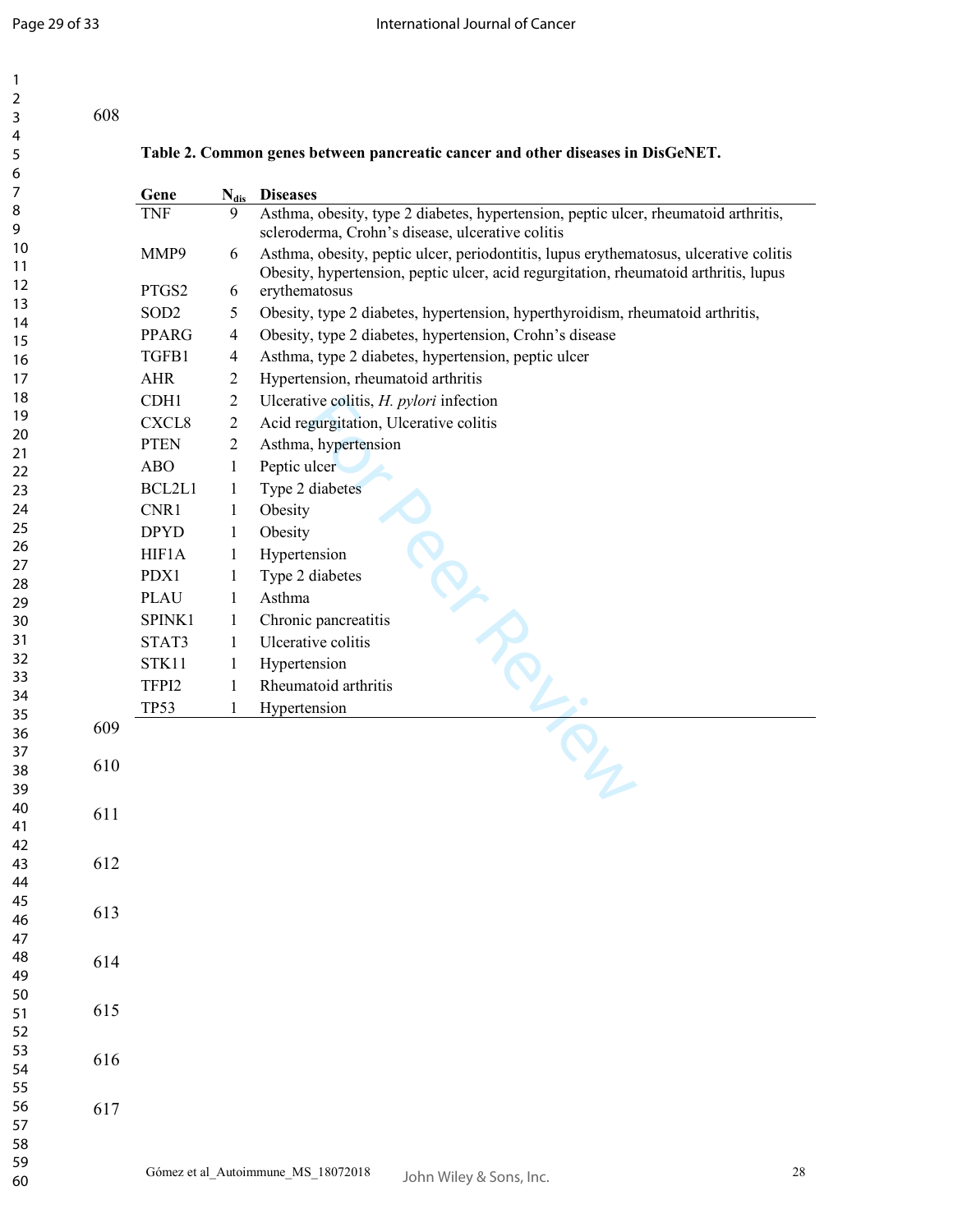**Table 2. Common genes between pancreatic cancer and other diseases in DisGeNET.**

| Gene | $N_{dis}$ | Diseases |
|---|---|---|
| TNF | 9 | Asthma, obesity, type 2 diabetes, hypertension, peptic ulcer, rheumatoid arthritis, scleroderma, Crohn's disease, ulcerative colitis |
| MMP9 | 6 | Asthma, obesity, peptic ulcer, periodontitis, lupus erythematosus, ulcerative colitis |
| PTGS2 | 6 | Obesity, hypertension, peptic ulcer, acid regurgitation, rheumatoid arthritis, lupus erythematosus |
| SOD2 | 5 | Obesity, type 2 diabetes, hypertension, hyperthyroidism, rheumatoid arthritis, |
| PPARG | 4 | Obesity, type 2 diabetes, hypertension, Crohn's disease |
| TGFB1 | 4 | Asthma, type 2 diabetes, hypertension, peptic ulcer |
| AHR | 2 | Hypertension, rheumatoid arthritis |
| CDH1 | 2 | Ulcerative colitis, *H. pylori* infection |
| CXCL8 | 2 | Acid regurgitation, Ulcerative colitis |
| PTEN | 2 | Asthma, hypertension |
| ABO | 1 | Peptic ulcer |
| BCL2L1 | 1 | Type 2 diabetes |
| CNR1 | 1 | Obesity |
| DPYD | 1 | Obesity |
| HIF1A | 1 | Hypertension |
| PDX1 | 1 | Type 2 diabetes |
| PLAU | 1 | Asthma |
| SPINK1 | 1 | Chronic pancreatitis |
| STAT3 | 1 | Ulcerative colitis |
| STK11 | 1 | Hypertension |
| TFPI2 | 1 | Rheumatoid arthritis |
| TP53 | 1 | Hypertension |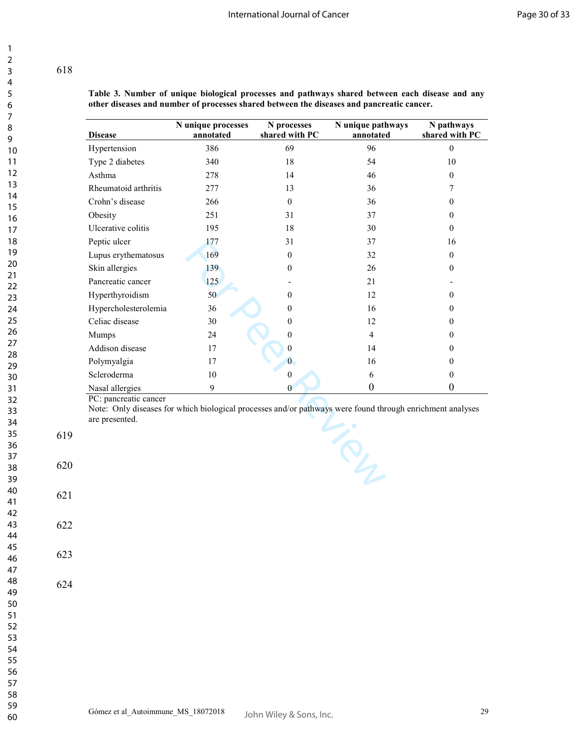**Table 3. Number of unique biological processes and pathways shared between each disease and any other diseases and number of processes shared between the diseases and pancreatic cancer.**

| Disease | N unique processes annotated | N processes shared with PC | N unique pathways annotated | N pathways shared with PC |
|---|---|---|---|---|
| Hypertension | 386 | 69 | 96 | 0 |
| Type 2 diabetes | 340 | 18 | 54 | 10 |
| Asthma | 278 | 14 | 46 | 0 |
| Rheumatoid arthritis | 277 | 13 | 36 | 7 |
| Crohn's disease | 266 | 0 | 36 | 0 |
| Obesity | 251 | 31 | 37 | 0 |
| Ulcerative colitis | 195 | 18 | 30 | 0 |
| Peptic ulcer | 177 | 31 | 37 | 16 |
| Lupus erythematosus | 169 | 0 | 32 | 0 |
| Skin allergies | 139 | 0 | 26 | 0 |
| Pancreatic cancer | 125 | - | 21 | - |
| Hyperthyroidism | 50 | 0 | 12 | 0 |
| Hypercholesterolemia | 36 | 0 | 16 | 0 |
| Celiac disease | 30 | 0 | 12 | 0 |
| Mumps | 24 | 0 | 4 | 0 |
| Addison disease | 17 | 0 | 14 | 0 |
| Polymyalgia | 17 | 0 | 16 | 0 |
| Scleroderma | 10 | 0 | 6 | 0 |
| Nasal allergies | 9 | 0 | 0 | 0 |

PC: pancreatic cancer

Note: Only diseases for which biological processes and/or pathways were found through enrichment analyses are presented.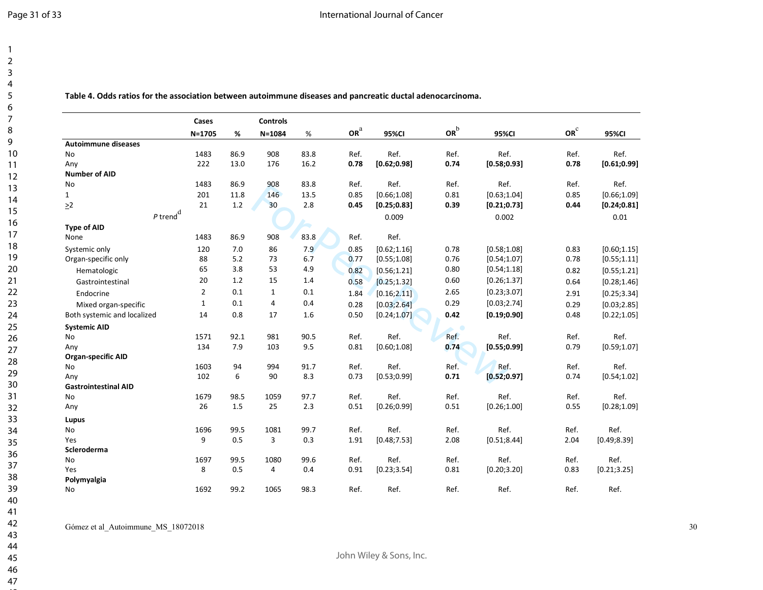**Table 4. Odds ratios for the association between autoimmune diseases and pancreatic ductal adenocarcinoma.**

| | Cases N=1705 | % | Controls N=1084 | % | OR[a] | 95%CI | OR[b] | 95%CI | OR[c] | 95%CI |
|---|---|---|---|---|---|---|---|---|---|---|
| **Autoimmune diseases** | | | | | | | | | | |
| No | 1483 | 86.9 | 908 | 83.8 | Ref. | Ref. | Ref. | Ref. | Ref. | Ref. |
| Any | 222 | 13.0 | 176 | 16.2 | **0.78** | **[0.62;0.98]** | **0.74** | **[0.58;0.93]** | **0.78** | **[0.61;0.99]** |
| **Number of AID** | | | | | | | | | | |
| No | 1483 | 86.9 | 908 | 83.8 | Ref. | Ref. | Ref. | Ref. | Ref. | Ref. |
| 1 | 201 | 11.8 | 146 | 13.5 | 0.85 | [0.66;1.08] | 0.81 | [0.63;1.04] | 0.85 | [0.66;1.09] |
| ≥2 | 21 | 1.2 | 30 | 2.8 | **0.45** | **[0.25;0.83]** | **0.39** | **[0.21;0.73]** | **0.44** | **[0.24;0.81]** |
| *P* trend[d] | | | | | | 0.009 | | 0.002 | | 0.01 |
| **Type of AID** | | | | | | | | | | |
| None | 1483 | 86.9 | 908 | 83.8 | Ref. | Ref. | | | | |
| Systemic only | 120 | 7.0 | 86 | 7.9 | 0.85 | [0.62;1.16] | 0.78 | [0.58;1.08] | 0.83 | [0.60;1.15] |
| Organ-specific only | 88 | 5.2 | 73 | 6.7 | 0.77 | [0.55;1.08] | 0.76 | [0.54;1.07] | 0.78 | [0.55;1.11] |
| Hematologic | 65 | 3.8 | 53 | 4.9 | 0.82 | [0.56;1.21] | 0.80 | [0.54;1.18] | 0.82 | [0.55;1.21] |
| Gastrointestinal | 20 | 1.2 | 15 | 1.4 | 0.58 | [0.25;1.32] | 0.60 | [0.26;1.37] | 0.64 | [0.28;1.46] |
| Endocrine | 2 | 0.1 | 1 | 0.1 | 1.84 | [0.16;2.11] | 2.65 | [0.23;3.07] | 2.91 | [0.25;3.34] |
| Mixed organ-specific | 1 | 0.1 | 4 | 0.4 | 0.28 | [0.03;2.64] | 0.29 | [0.03;2.74] | 0.29 | [0.03;2.85] |
| Both systemic and localized | 14 | 0.8 | 17 | 1.6 | 0.50 | [0.24;1.07] | **0.42** | **[0.19;0.90]** | 0.48 | [0.22;1.05] |
| **Systemic AID** | | | | | | | | | | |
| No | 1571 | 92.1 | 981 | 90.5 | Ref. | Ref. | Ref. | Ref. | Ref. | Ref. |
| Any | 134 | 7.9 | 103 | 9.5 | 0.81 | [0.60;1.08] | **0.74** | **[0.55;0.99]** | 0.79 | [0.59;1.07] |
| **Organ-specific AID** | | | | | | | | | | |
| No | 1603 | 94 | 994 | 91.7 | Ref. | Ref. | Ref. | Ref. | Ref. | Ref. |
| Any | 102 | 6 | 90 | 8.3 | 0.73 | [0.53;0.99] | **0.71** | **[0.52;0.97]** | 0.74 | [0.54;1.02] |
| **Gastrointestinal AID** | | | | | | | | | | |
| No | 1679 | 98.5 | 1059 | 97.7 | Ref. | Ref. | Ref. | Ref. | Ref. | Ref. |
| Any | 26 | 1.5 | 25 | 2.3 | 0.51 | [0.26;0.99] | 0.51 | [0.26;1.00] | 0.55 | [0.28;1.09] |
| **Lupus** | | | | | | | | | | |
| No | 1696 | 99.5 | 1081 | 99.7 | Ref. | Ref. | Ref. | Ref. | Ref. | Ref. |
| Yes | 9 | 0.5 | 3 | 0.3 | 1.91 | [0.48;7.53] | 2.08 | [0.51;8.44] | 2.04 | [0.49;8.39] |
| **Scleroderma** | | | | | | | | | | |
| No | 1697 | 99.5 | 1080 | 99.6 | Ref. | Ref. | Ref. | Ref. | Ref. | Ref. |
| Yes | 8 | 0.5 | 4 | 0.4 | 0.91 | [0.23;3.54] | 0.81 | [0.20;3.20] | 0.83 | [0.21;3.25] |
| **Polymyalgia** | | | | | | | | | | |
| No | 1692 | 99.2 | 1065 | 98.3 | Ref. | Ref. | Ref. | Ref. | Ref. | Ref. |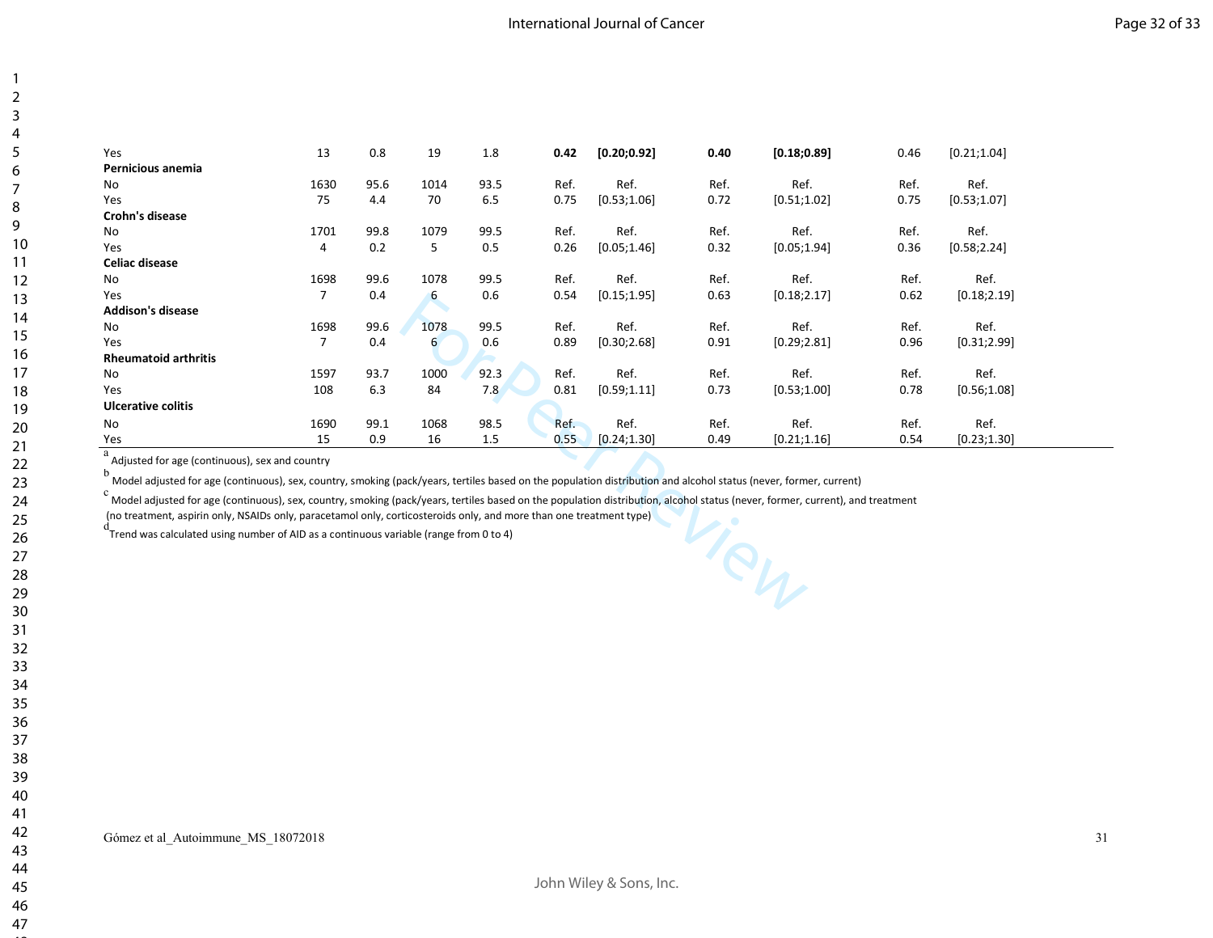| | | | | | | | | | | |
|---|---|---|---|---|---|---|---|---|---|---|
| Yes | 13 | 0.8 | 19 | 1.8 | **0.42** | **[0.20;0.92]** | **0.40** | **[0.18;0.89]** | 0.46 | [0.21;1.04] |
| **Pernicious anemia** | | | | | | | | | | |
| No | 1630 | 95.6 | 1014 | 93.5 | Ref. | Ref. | Ref. | Ref. | Ref. | Ref. |
| Yes | 75 | 4.4 | 70 | 6.5 | 0.75 | [0.53;1.06] | 0.72 | [0.51;1.02] | 0.75 | [0.53;1.07] |
| **Crohn's disease** | | | | | | | | | | |
| No | 1701 | 99.8 | 1079 | 99.5 | Ref. | Ref. | Ref. | Ref. | Ref. | Ref. |
| Yes | 4 | 0.2 | 5 | 0.5 | 0.26 | [0.05;1.46] | 0.32 | [0.05;1.94] | 0.36 | [0.58;2.24] |
| **Celiac disease** | | | | | | | | | | |
| No | 1698 | 99.6 | 1078 | 99.5 | Ref. | Ref. | Ref. | Ref. | Ref. | Ref. |
| Yes | 7 | 0.4 | 6 | 0.6 | 0.54 | [0.15;1.95] | 0.63 | [0.18;2.17] | 0.62 | [0.18;2.19] |
| **Addison's disease** | | | | | | | | | | |
| No | 1698 | 99.6 | 1078 | 99.5 | Ref. | Ref. | Ref. | Ref. | Ref. | Ref. |
| Yes | 7 | 0.4 | 6 | 0.6 | 0.89 | [0.30;2.68] | 0.91 | [0.29;2.81] | 0.96 | [0.31;2.99] |
| **Rheumatoid arthritis** | | | | | | | | | | |
| No | 1597 | 93.7 | 1000 | 92.3 | Ref. | Ref. | Ref. | Ref. | Ref. | Ref. |
| Yes | 108 | 6.3 | 84 | 7.8 | 0.81 | [0.59;1.11] | 0.73 | [0.53;1.00] | 0.78 | [0.56;1.08] |
| **Ulcerative colitis** | | | | | | | | | | |
| No | 1690 | 99.1 | 1068 | 98.5 | Ref. | Ref. | Ref. | Ref. | Ref. | Ref. |
| Yes | 15 | 0.9 | 16 | 1.5 | 0.55 | [0.24;1.30] | 0.49 | [0.21;1.16] | 0.54 | [0.23;1.30] |

[a] Adjusted for age (continuous), sex and country

[b] Model adjusted for age (continuous), sex, country, smoking (pack/years, tertiles based on the population distribution and alcohol status (never, former, current)

[c] Model adjusted for age (continuous), sex, country, smoking (pack/years, tertiles based on the population distribution, alcohol status (never, former, current), and treatment (no treatment, aspirin only, NSAIDs only, paracetamol only, corticosteroids only, and more than one treatment type)

[d] Trend was calculated using number of AID as a continuous variable (range from 0 to 4)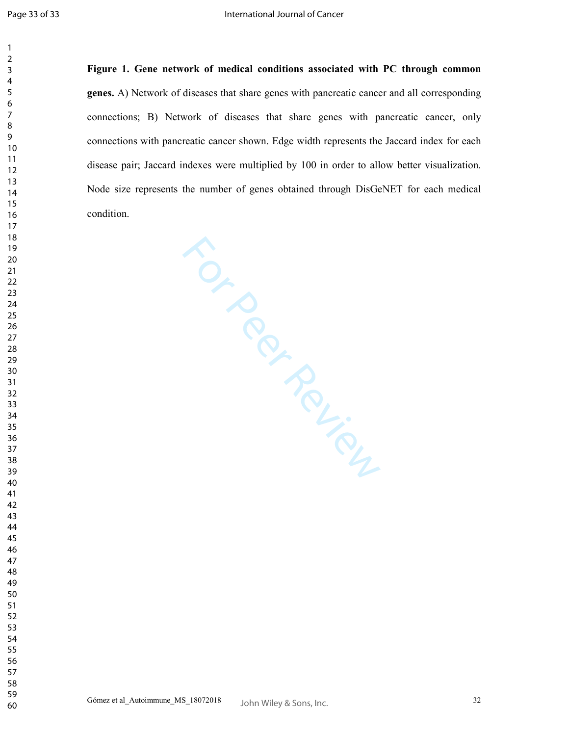**Figure 1. Gene network of medical conditions associated with PC through common genes.** A) Network of diseases that share genes with pancreatic cancer and all corresponding connections; B) Network of diseases that share genes with pancreatic cancer, only connections with pancreatic cancer shown. Edge width represents the Jaccard index for each disease pair; Jaccard indexes were multiplied by 100 in order to allow better visualization. Node size represents the number of genes obtained through DisGeNET for each medical condition.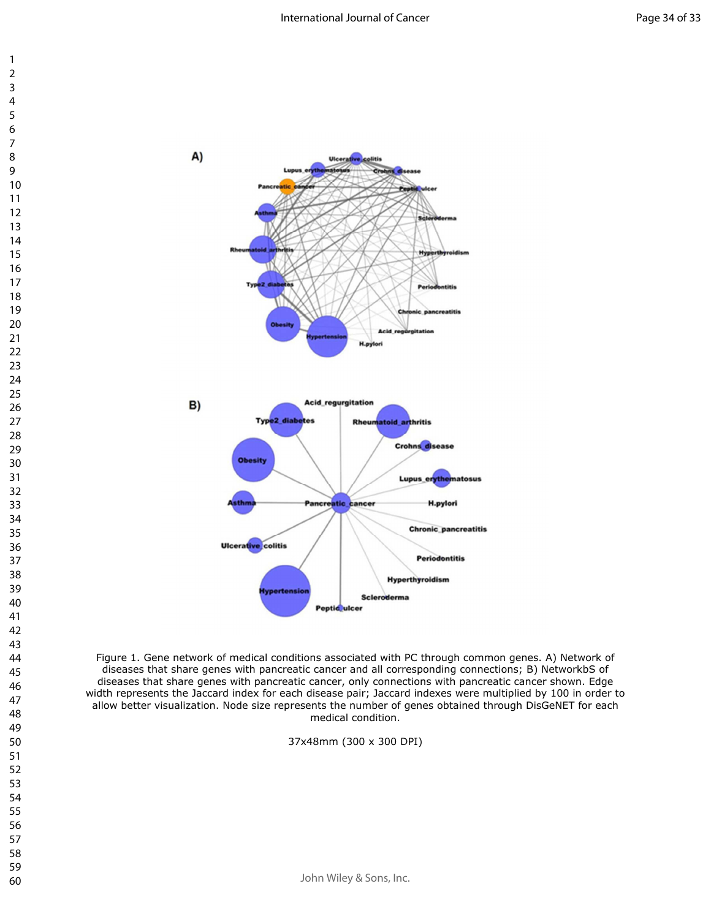A)

Ulcerative_colitis
Lupus_erythematosus
Crohns_disease
Pancreatic_cancer
Peptic_ulcer
Asthma
Scleroderma
Rheumatoid_arthritis
Hyperthyroidism
Type2_diabetes
Periodontitis
Chronic_pancreatitis
Obesity
Acid_regurgitation
Hypertension
H.pylori

B)

Acid_regurgitation
Type2_diabetes
Rheumatoid_arthritis
Crohns_disease
Obesity
Lupus_erythematosus
Asthma
Pancreatic_cancer
H.pylori
Chronic_pancreatitis
Ulcerative_colitis
Periodontitis
Hyperthyroidism
Hypertension
Scleroderma
Peptic_ulcer

Figure 1. Gene network of medical conditions associated with PC through common genes. A) Network of diseases that share genes with pancreatic cancer and all corresponding connections; B) NetworkbS of diseases that share genes with pancreatic cancer, only connections with pancreatic cancer shown. Edge width represents the Jaccard index for each disease pair; Jaccard indexes were multiplied by 100 in order to allow better visualization. Node size represents the number of genes obtained through DisGeNET for each medical condition.

37x48mm (300 x 300 DPI)